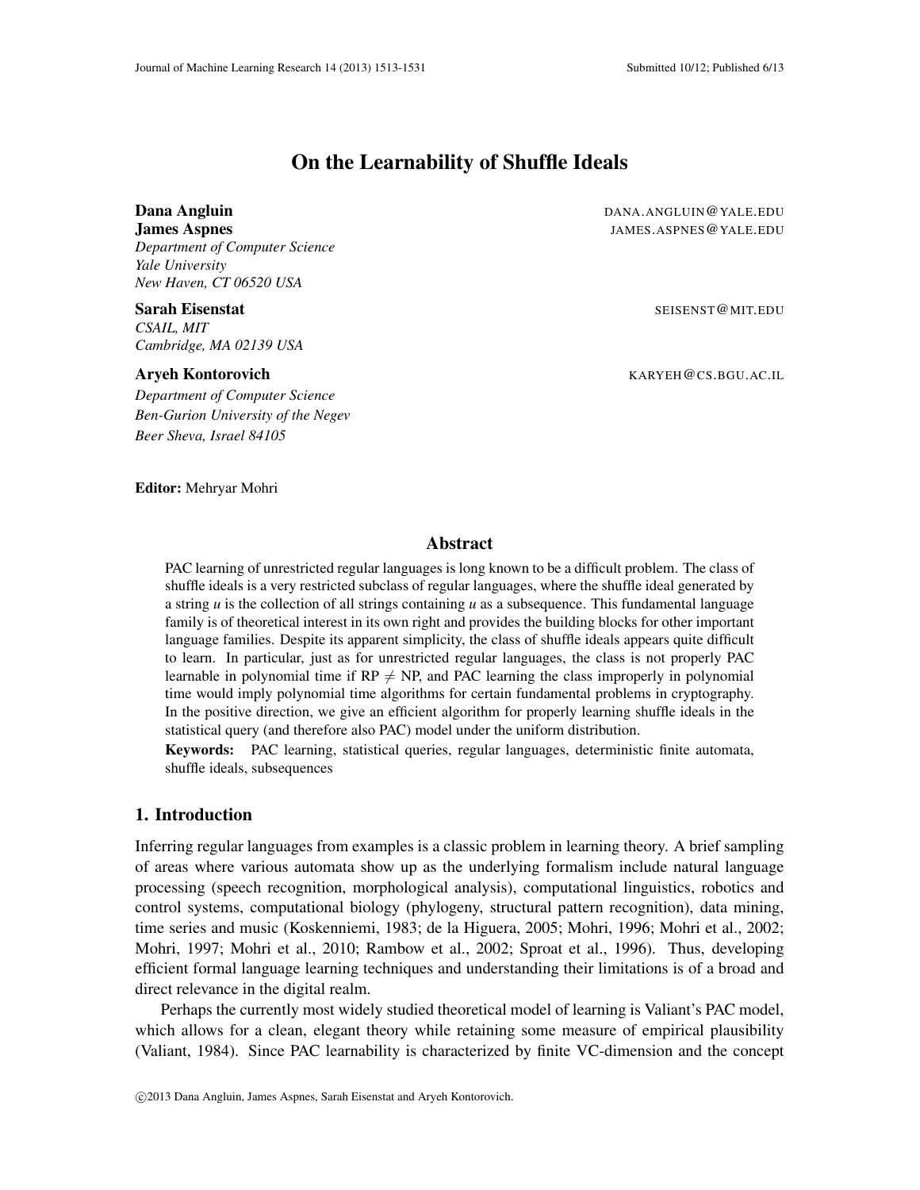# On the Learnability of Shuffle Ideals

**Dana Angluin** DANA.ANGLUIN@YALE.EDU
**James Aspnes** JAMES.ASPNES@YALE.EDU
*Department of Computer Science*
*Yale University*
*New Haven, CT 06520 USA*

**Sarah Eisenstat** SEISENST@MIT.EDU
*CSAIL, MIT*
*Cambridge, MA 02139 USA*

**Aryeh Kontorovich** KARYEH@CS.BGU.AC.IL
*Department of Computer Science*
*Ben-Gurion University of the Negev*
*Beer Sheva, Israel 84105*

**Editor:** Mehryar Mohri

## Abstract

PAC learning of unrestricted regular languages is long known to be a difficult problem. The class of shuffle ideals is a very restricted subclass of regular languages, where the shuffle ideal generated by a string $u$ is the collection of all strings containing $u$ as a subsequence. This fundamental language family is of theoretical interest in its own right and provides the building blocks for other important language families. Despite its apparent simplicity, the class of shuffle ideals appears quite difficult to learn. In particular, just as for unrestricted regular languages, the class is not properly PAC learnable in polynomial time if RP $\neq$ NP, and PAC learning the class improperly in polynomial time would imply polynomial time algorithms for certain fundamental problems in cryptography. In the positive direction, we give an efficient algorithm for properly learning shuffle ideals in the statistical query (and therefore also PAC) model under the uniform distribution.

**Keywords:** PAC learning, statistical queries, regular languages, deterministic finite automata, shuffle ideals, subsequences

## 1. Introduction

Inferring regular languages from examples is a classic problem in learning theory. A brief sampling of areas where various automata show up as the underlying formalism include natural language processing (speech recognition, morphological analysis), computational linguistics, robotics and control systems, computational biology (phylogeny, structural pattern recognition), data mining, time series and music (Koskenniemi, 1983; de la Higuera, 2005; Mohri, 1996; Mohri et al., 2002; Mohri, 1997; Mohri et al., 2010; Rambow et al., 2002; Sproat et al., 1996). Thus, developing efficient formal language learning techniques and understanding their limitations is of a broad and direct relevance in the digital realm.

Perhaps the currently most widely studied theoretical model of learning is Valiant's PAC model, which allows for a clean, elegant theory while retaining some measure of empirical plausibility (Valiant, 1984). Since PAC learnability is characterized by finite VC-dimension and the concept

©2013 Dana Angluin, James Aspnes, Sarah Eisenstat and Aryeh Kontorovich.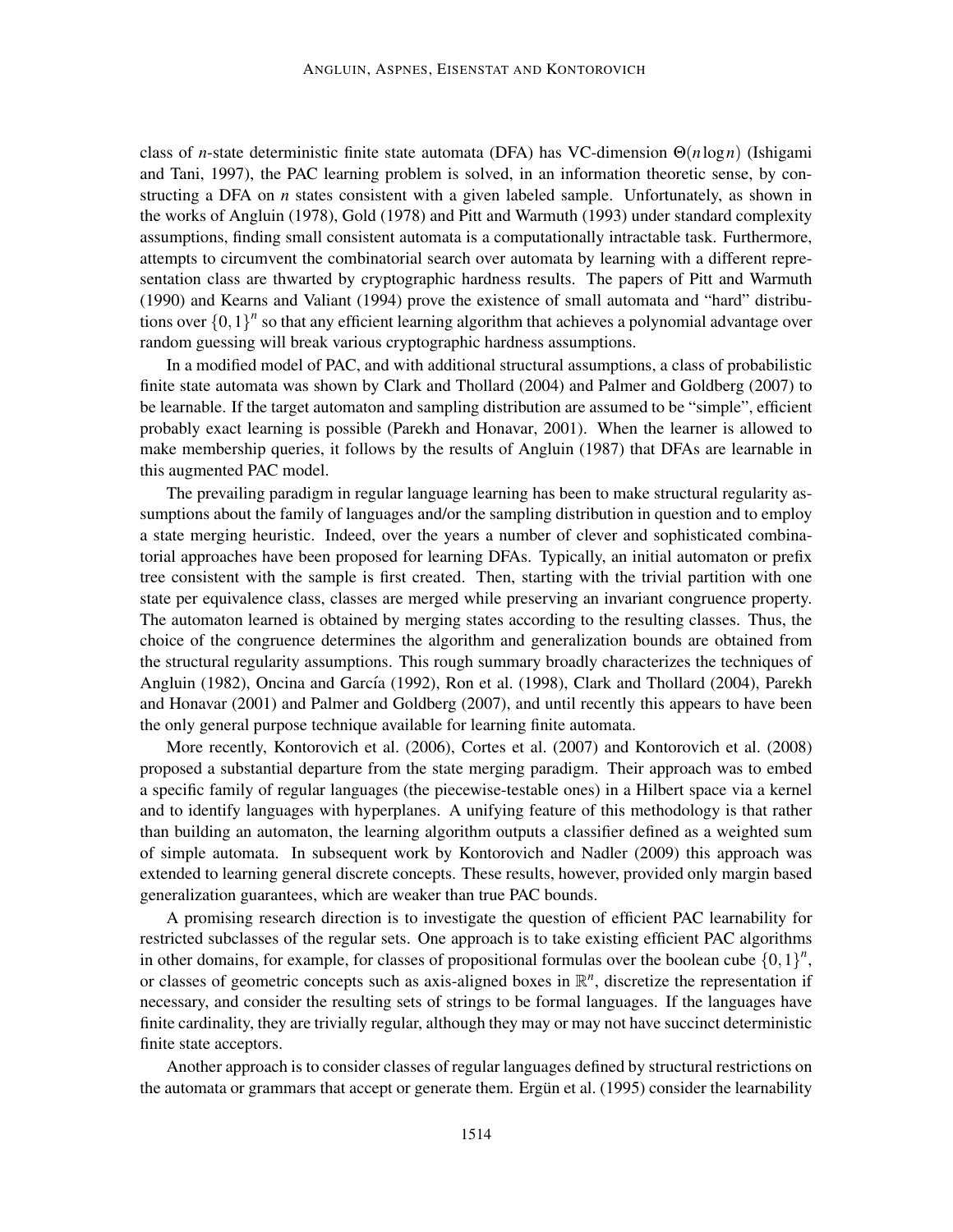class of $n$-state deterministic finite state automata (DFA) has VC-dimension $\Theta(n \log n)$ (Ishigami and Tani, 1997), the PAC learning problem is solved, in an information theoretic sense, by constructing a DFA on $n$ states consistent with a given labeled sample. Unfortunately, as shown in the works of Angluin (1978), Gold (1978) and Pitt and Warmuth (1993) under standard complexity assumptions, finding small consistent automata is a computationally intractable task. Furthermore, attempts to circumvent the combinatorial search over automata by learning with a different representation class are thwarted by cryptographic hardness results. The papers of Pitt and Warmuth (1990) and Kearns and Valiant (1994) prove the existence of small automata and "hard" distributions over $\{0,1\}^n$ so that any efficient learning algorithm that achieves a polynomial advantage over random guessing will break various cryptographic hardness assumptions.

In a modified model of PAC, and with additional structural assumptions, a class of probabilistic finite state automata was shown by Clark and Thollard (2004) and Palmer and Goldberg (2007) to be learnable. If the target automaton and sampling distribution are assumed to be "simple", efficient probably exact learning is possible (Parekh and Honavar, 2001). When the learner is allowed to make membership queries, it follows by the results of Angluin (1987) that DFAs are learnable in this augmented PAC model.

The prevailing paradigm in regular language learning has been to make structural regularity assumptions about the family of languages and/or the sampling distribution in question and to employ a state merging heuristic. Indeed, over the years a number of clever and sophisticated combinatorial approaches have been proposed for learning DFAs. Typically, an initial automaton or prefix tree consistent with the sample is first created. Then, starting with the trivial partition with one state per equivalence class, classes are merged while preserving an invariant congruence property. The automaton learned is obtained by merging states according to the resulting classes. Thus, the choice of the congruence determines the algorithm and generalization bounds are obtained from the structural regularity assumptions. This rough summary broadly characterizes the techniques of Angluin (1982), Oncina and García (1992), Ron et al. (1998), Clark and Thollard (2004), Parekh and Honavar (2001) and Palmer and Goldberg (2007), and until recently this appears to have been the only general purpose technique available for learning finite automata.

More recently, Kontorovich et al. (2006), Cortes et al. (2007) and Kontorovich et al. (2008) proposed a substantial departure from the state merging paradigm. Their approach was to embed a specific family of regular languages (the piecewise-testable ones) in a Hilbert space via a kernel and to identify languages with hyperplanes. A unifying feature of this methodology is that rather than building an automaton, the learning algorithm outputs a classifier defined as a weighted sum of simple automata. In subsequent work by Kontorovich and Nadler (2009) this approach was extended to learning general discrete concepts. These results, however, provided only margin based generalization guarantees, which are weaker than true PAC bounds.

A promising research direction is to investigate the question of efficient PAC learnability for restricted subclasses of the regular sets. One approach is to take existing efficient PAC algorithms in other domains, for example, for classes of propositional formulas over the boolean cube $\{0,1\}^n$, or classes of geometric concepts such as axis-aligned boxes in $\mathbb{R}^n$, discretize the representation if necessary, and consider the resulting sets of strings to be formal languages. If the languages have finite cardinality, they are trivially regular, although they may or may not have succinct deterministic finite state acceptors.

Another approach is to consider classes of regular languages defined by structural restrictions on the automata or grammars that accept or generate them. Ergün et al. (1995) consider the learnability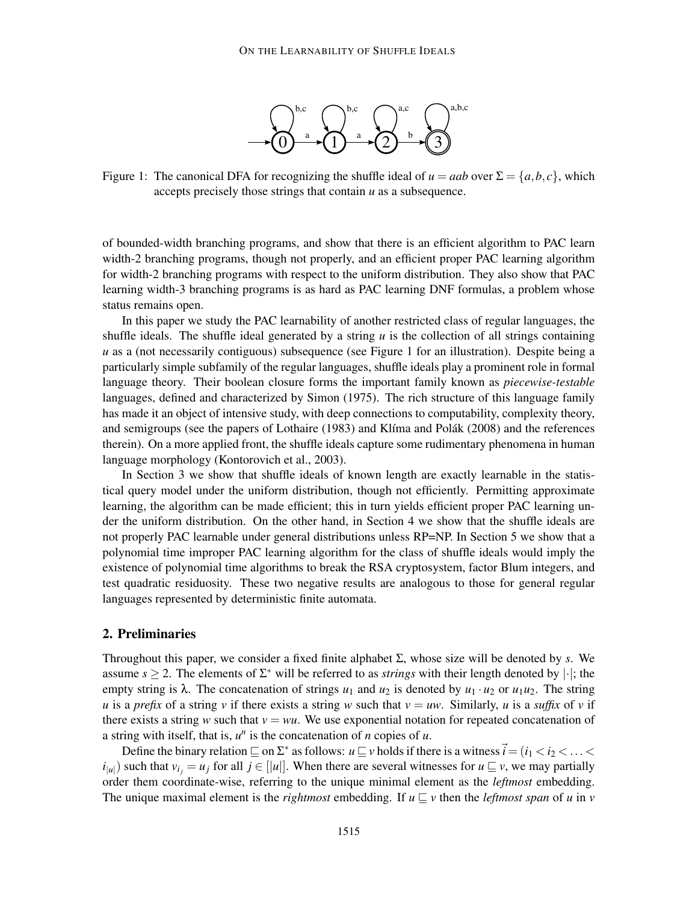Figure 1: The canonical DFA for recognizing the shuffle ideal of $u = aab$ over $\Sigma = \{a, b, c\}$, which accepts precisely those strings that contain $u$ as a subsequence.

of bounded-width branching programs, and show that there is an efficient algorithm to PAC learn width-2 branching programs, though not properly, and an efficient proper PAC learning algorithm for width-2 branching programs with respect to the uniform distribution. They also show that PAC learning width-3 branching programs is as hard as PAC learning DNF formulas, a problem whose status remains open.

In this paper we study the PAC learnability of another restricted class of regular languages, the shuffle ideals. The shuffle ideal generated by a string $u$ is the collection of all strings containing $u$ as a (not necessarily contiguous) subsequence (see Figure 1 for an illustration). Despite being a particularly simple subfamily of the regular languages, shuffle ideals play a prominent role in formal language theory. Their boolean closure forms the important family known as *piecewise-testable* languages, defined and characterized by Simon (1975). The rich structure of this language family has made it an object of intensive study, with deep connections to computability, complexity theory, and semigroups (see the papers of Lothaire (1983) and Klíma and Polák (2008) and the references therein). On a more applied front, the shuffle ideals capture some rudimentary phenomena in human language morphology (Kontorovich et al., 2003).

In Section 3 we show that shuffle ideals of known length are exactly learnable in the statistical query model under the uniform distribution, though not efficiently. Permitting approximate learning, the algorithm can be made efficient; this in turn yields efficient proper PAC learning under the uniform distribution. On the other hand, in Section 4 we show that the shuffle ideals are not properly PAC learnable under general distributions unless RP=NP. In Section 5 we show that a polynomial time improper PAC learning algorithm for the class of shuffle ideals would imply the existence of polynomial time algorithms to break the RSA cryptosystem, factor Blum integers, and test quadratic residuosity. These two negative results are analogous to those for general regular languages represented by deterministic finite automata.

## 2. Preliminaries

Throughout this paper, we consider a fixed finite alphabet $\Sigma$, whose size will be denoted by $s$. We assume $s \geq 2$. The elements of $\Sigma^*$ will be referred to as *strings* with their length denoted by $|\cdot|$; the empty string is $\lambda$. The concatenation of strings $u_1$ and $u_2$ is denoted by $u_1 \cdot u_2$ or $u_1 u_2$. The string $u$ is a *prefix* of a string $v$ if there exists a string $w$ such that $v = uw$. Similarly, $u$ is a *suffix* of $v$ if there exists a string $w$ such that $v = wu$. We use exponential notation for repeated concatenation of a string with itself, that is, $u^n$ is the concatenation of $n$ copies of $u$.

Define the binary relation $\sqsubseteq$ on $\Sigma^*$ as follows: $u \sqsubseteq v$ holds if there is a witness $\vec{i} = (i_1 < i_2 < \ldots < i_{|u|})$ such that $v_{i_j} = u_j$ for all $j \in [|u|]$. When there are several witnesses for $u \sqsubseteq v$, we may partially order them coordinate-wise, referring to the unique minimal element as the *leftmost* embedding. The unique maximal element is the *rightmost* embedding. If $u \sqsubseteq v$ then the *leftmost span* of $u$ in $v$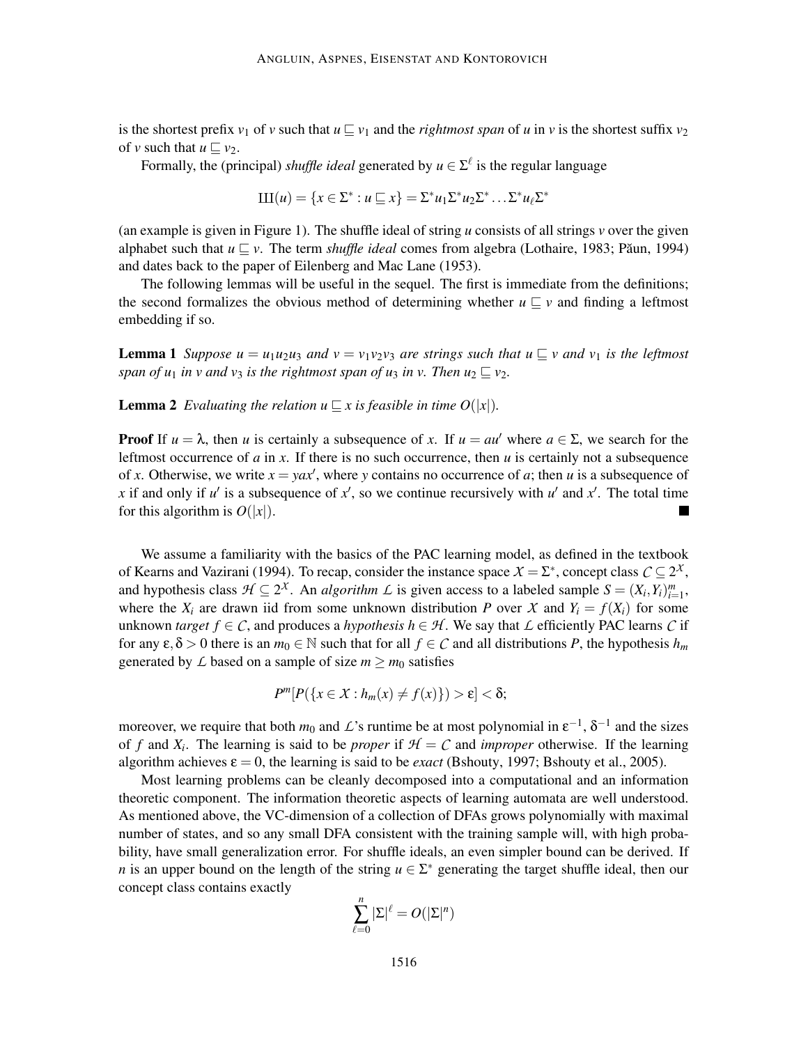is the shortest prefix $v_1$ of $v$ such that $u \sqsubseteq v_1$ and the *rightmost span* of $u$ in $v$ is the shortest suffix $v_2$ of $v$ such that $u \sqsubseteq v_2$.

Formally, the (principal) *shuffle ideal* generated by $u \in \Sigma^\ell$ is the regular language

$$\text{Ш}(u) = \{x \in \Sigma^* : u \sqsubseteq x\} = \Sigma^* u_1 \Sigma^* u_2 \Sigma^* \ldots \Sigma^* u_\ell \Sigma^*$$

(an example is given in Figure 1). The shuffle ideal of string $u$ consists of all strings $v$ over the given alphabet such that $u \sqsubseteq v$. The term *shuffle ideal* comes from algebra (Lothaire, 1983; Păun, 1994) and dates back to the paper of Eilenberg and Mac Lane (1953).

The following lemmas will be useful in the sequel. The first is immediate from the definitions; the second formalizes the obvious method of determining whether $u \sqsubseteq v$ and finding a leftmost embedding if so.

**Lemma 1** *Suppose $u = u_1u_2u_3$ and $v = v_1v_2v_3$ are strings such that $u \sqsubseteq v$ and $v_1$ is the leftmost span of $u_1$ in $v$ and $v_3$ is the rightmost span of $u_3$ in $v$. Then $u_2 \sqsubseteq v_2$.*

**Lemma 2** *Evaluating the relation $u \sqsubseteq x$ is feasible in time $O(|x|)$.*

**Proof** If $u = \lambda$, then $u$ is certainly a subsequence of $x$. If $u = au'$ where $a \in \Sigma$, we search for the leftmost occurrence of $a$ in $x$. If there is no such occurrence, then $u$ is certainly not a subsequence of $x$. Otherwise, we write $x = yax'$, where $y$ contains no occurrence of $a$; then $u$ is a subsequence of $x$ if and only if $u'$ is a subsequence of $x'$, so we continue recursively with $u'$ and $x'$. The total time for this algorithm is $O(|x|)$. ∎

We assume a familiarity with the basics of the PAC learning model, as defined in the textbook of Kearns and Vazirani (1994). To recap, consider the instance space $\mathcal{X} = \Sigma^*$, concept class $\mathcal{C} \subseteq 2^{\mathcal{X}}$, and hypothesis class $\mathcal{H} \subseteq 2^{\mathcal{X}}$. An *algorithm* $\mathcal{L}$ is given access to a labeled sample $S = (X_i, Y_i)_{i=1}^m$, where the $X_i$ are drawn iid from some unknown distribution $P$ over $\mathcal{X}$ and $Y_i = f(X_i)$ for some unknown *target* $f \in \mathcal{C}$, and produces a *hypothesis* $h \in \mathcal{H}$. We say that $\mathcal{L}$ efficiently PAC learns $\mathcal{C}$ if for any $\varepsilon, \delta > 0$ there is an $m_0 \in \mathbb{N}$ such that for all $f \in \mathcal{C}$ and all distributions $P$, the hypothesis $h_m$ generated by $\mathcal{L}$ based on a sample of size $m \geq m_0$ satisfies

$$P^m[P(\{x \in \mathcal{X} : h_m(x) \neq f(x)\}) > \varepsilon] < \delta;$$

moreover, we require that both $m_0$ and $\mathcal{L}$'s runtime be at most polynomial in $\varepsilon^{-1}$, $\delta^{-1}$ and the sizes of $f$ and $X_i$. The learning is said to be *proper* if $\mathcal{H} = \mathcal{C}$ and *improper* otherwise. If the learning algorithm achieves $\varepsilon = 0$, the learning is said to be *exact* (Bshouty, 1997; Bshouty et al., 2005).

Most learning problems can be cleanly decomposed into a computational and an information theoretic component. The information theoretic aspects of learning automata are well understood. As mentioned above, the VC-dimension of a collection of DFAs grows polynomially with maximal number of states, and so any small DFA consistent with the training sample will, with high probability, have small generalization error. For shuffle ideals, an even simpler bound can be derived. If $n$ is an upper bound on the length of the string $u \in \Sigma^*$ generating the target shuffle ideal, then our concept class contains exactly

$$\sum_{\ell=0}^{n} |\Sigma|^\ell = O(|\Sigma|^n)$$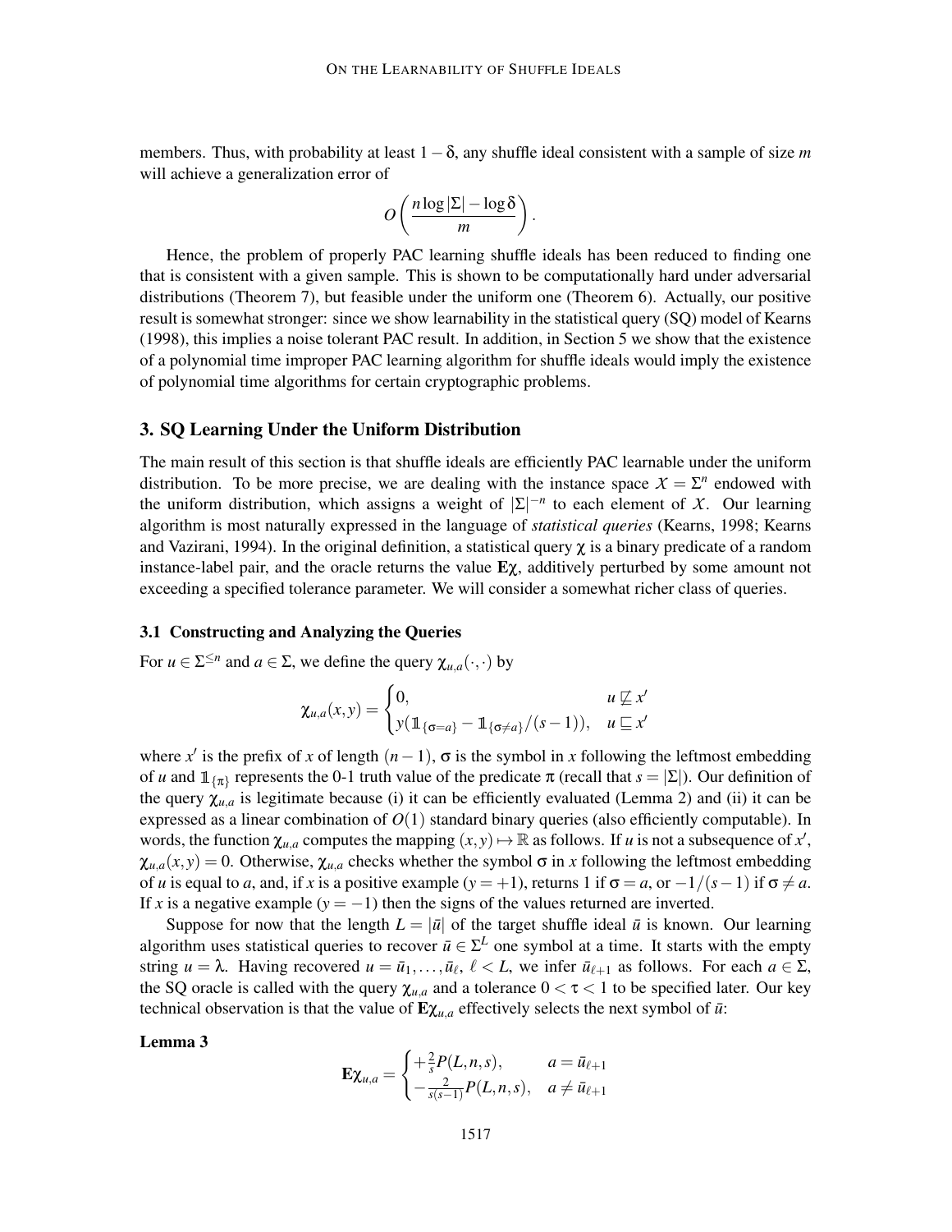members. Thus, with probability at least $1-\delta$, any shuffle ideal consistent with a sample of size $m$ will achieve a generalization error of

$$O\left(\frac{n\log|\Sigma|-\log\delta}{m}\right).$$

Hence, the problem of properly PAC learning shuffle ideals has been reduced to finding one that is consistent with a given sample. This is shown to be computationally hard under adversarial distributions (Theorem 7), but feasible under the uniform one (Theorem 6). Actually, our positive result is somewhat stronger: since we show learnability in the statistical query (SQ) model of Kearns (1998), this implies a noise tolerant PAC result. In addition, in Section 5 we show that the existence of a polynomial time improper PAC learning algorithm for shuffle ideals would imply the existence of polynomial time algorithms for certain cryptographic problems.

## 3. SQ Learning Under the Uniform Distribution

The main result of this section is that shuffle ideals are efficiently PAC learnable under the uniform distribution. To be more precise, we are dealing with the instance space $\mathcal{X}=\Sigma^n$ endowed with the uniform distribution, which assigns a weight of $|\Sigma|^{-n}$ to each element of $\mathcal{X}$. Our learning algorithm is most naturally expressed in the language of *statistical queries* (Kearns, 1998; Kearns and Vazirani, 1994). In the original definition, a statistical query $\chi$ is a binary predicate of a random instance-label pair, and the oracle returns the value $\mathbf{E}\chi$, additively perturbed by some amount not exceeding a specified tolerance parameter. We will consider a somewhat richer class of queries.

### 3.1 Constructing and Analyzing the Queries

For $u\in\Sigma^{\le n}$ and $a\in\Sigma$, we define the query $\chi_{u,a}(\cdot,\cdot)$ by

$$\chi_{u,a}(x,y)=\begin{cases}0, & u\not\sqsubseteq x'\\ y(\mathbb{1}_{\{\sigma=a\}}-\mathbb{1}_{\{\sigma\ne a\}}/(s-1)), & u\sqsubseteq x'\end{cases}$$

where $x'$ is the prefix of $x$ of length $(n-1)$, $\sigma$ is the symbol in $x$ following the leftmost embedding of $u$ and $\mathbb{1}_{\{\pi\}}$ represents the 0-1 truth value of the predicate $\pi$ (recall that $s=|\Sigma|$). Our definition of the query $\chi_{u,a}$ is legitimate because (i) it can be efficiently evaluated (Lemma 2) and (ii) it can be expressed as a linear combination of $O(1)$ standard binary queries (also efficiently computable). In words, the function $\chi_{u,a}$ computes the mapping $(x,y)\mapsto\mathbb{R}$ as follows. If $u$ is not a subsequence of $x'$, $\chi_{u,a}(x,y)=0$. Otherwise, $\chi_{u,a}$ checks whether the symbol $\sigma$ in $x$ following the leftmost embedding of $u$ is equal to $a$, and, if $x$ is a positive example ($y=+1$), returns 1 if $\sigma=a$, or $-1/(s-1)$ if $\sigma\ne a$. If $x$ is a negative example ($y=-1$) then the signs of the values returned are inverted.

Suppose for now that the length $L=|\bar{u}|$ of the target shuffle ideal $\bar{u}$ is known. Our learning algorithm uses statistical queries to recover $\bar{u}\in\Sigma^L$ one symbol at a time. It starts with the empty string $u=\lambda$. Having recovered $u=\bar{u}_1,\ldots,\bar{u}_\ell$, $\ell<L$, we infer $\bar{u}_{\ell+1}$ as follows. For each $a\in\Sigma$, the SQ oracle is called with the query $\chi_{u,a}$ and a tolerance $0<\tau<1$ to be specified later. Our key technical observation is that the value of $\mathbf{E}\chi_{u,a}$ effectively selects the next symbol of $\bar{u}$:

**Lemma 3**

$$\mathbf{E}\chi_{u,a}=\begin{cases}+\frac{2}{s}P(L,n,s), & a=\bar{u}_{\ell+1}\\ -\frac{2}{s(s-1)}P(L,n,s), & a\ne\bar{u}_{\ell+1}\end{cases}$$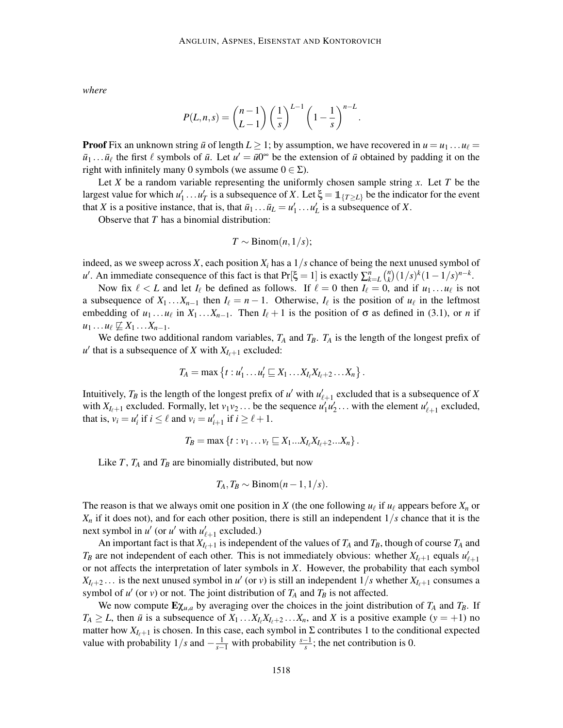*where*

$$P(L,n,s) = \binom{n-1}{L-1} \left(\frac{1}{s}\right)^{L-1} \left(1 - \frac{1}{s}\right)^{n-L}.$$

**Proof** Fix an unknown string $\bar{u}$ of length $L \geq 1$; by assumption, we have recovered in $u = u_1 \ldots u_\ell = \bar{u}_1 \ldots \bar{u}_\ell$ the first $\ell$ symbols of $\bar{u}$. Let $u' = \bar{u}0^\infty$ be the extension of $\bar{u}$ obtained by padding it on the right with infinitely many 0 symbols (we assume $0 \in \Sigma$).

Let $X$ be a random variable representing the uniformly chosen sample string $x$. Let $T$ be the largest value for which $u'_1 \ldots u'_T$ is a subsequence of $X$. Let $\xi = \mathbb{1}_{\{T \geq L\}}$ be the indicator for the event that $X$ is a positive instance, that is, that $\bar{u}_1 \ldots \bar{u}_L = u'_1 \ldots u'_L$ is a subsequence of $X$.

Observe that $T$ has a binomial distribution:

$$T \sim \mathrm{Binom}(n, 1/s);$$

indeed, as we sweep across $X$, each position $X_i$ has a $1/s$ chance of being the next unused symbol of $u'$. An immediate consequence of this fact is that $\Pr[\xi = 1]$ is exactly $\sum_{k=L}^{n} \binom{n}{k} (1/s)^k (1 - 1/s)^{n-k}$.

Now fix $\ell < L$ and let $I_\ell$ be defined as follows. If $\ell = 0$ then $I_\ell = 0$, and if $u_1 \ldots u_\ell$ is not a subsequence of $X_1 \ldots X_{n-1}$ then $I_\ell = n-1$. Otherwise, $I_\ell$ is the position of $u_\ell$ in the leftmost embedding of $u_1 \ldots u_\ell$ in $X_1 \ldots X_{n-1}$. Then $I_\ell + 1$ is the position of $\sigma$ as defined in (3.1), or $n$ if $u_1 \ldots u_\ell \not\sqsubseteq X_1 \ldots X_{n-1}$.

We define two additional random variables, $T_A$ and $T_B$. $T_A$ is the length of the longest prefix of $u'$ that is a subsequence of $X$ with $X_{I_\ell+1}$ excluded:

$$T_A = \max\left\{t : u'_1 \ldots u'_t \sqsubseteq X_1 \ldots X_{I_\ell} X_{I_\ell+2} \ldots X_n\right\}.$$

Intuitively, $T_B$ is the length of the longest prefix of $u'$ with $u'_{\ell+1}$ excluded that is a subsequence of $X$ with $X_{I_\ell+1}$ excluded. Formally, let $v_1 v_2 \ldots$ be the sequence $u'_1 u'_2 \ldots$ with the element $u'_{\ell+1}$ excluded, that is, $v_i = u'_i$ if $i \leq \ell$ and $v_i = u'_{i+1}$ if $i \geq \ell + 1$.

$$T_B = \max\left\{t : v_1 \ldots v_t \sqsubseteq X_1 ... X_{I_\ell} X_{I_\ell+2} ... X_n\right\}.$$

Like $T$, $T_A$ and $T_B$ are binomially distributed, but now

$$T_A, T_B \sim \mathrm{Binom}(n-1, 1/s).$$

The reason is that we always omit one position in $X$ (the one following $u_\ell$ if $u_\ell$ appears before $X_n$ or $X_n$ if it does not), and for each other position, there is still an independent $1/s$ chance that it is the next symbol in $u'$ (or $u'$ with $u'_{\ell+1}$ excluded.)

An important fact is that $X_{I_\ell+1}$ is independent of the values of $T_A$ and $T_B$, though of course $T_A$ and $T_B$ are not independent of each other. This is not immediately obvious: whether $X_{I_\ell+1}$ equals $u'_{\ell+1}$ or not affects the interpretation of later symbols in $X$. However, the probability that each symbol $X_{I_\ell+2} \ldots$ is the next unused symbol in $u'$ (or $v$) is still an independent $1/s$ whether $X_{I_\ell+1}$ consumes a symbol of $u'$ (or $v$) or not. The joint distribution of $T_A$ and $T_B$ is not affected.

We now compute $\mathbf{E}\chi_{u,a}$ by averaging over the choices in the joint distribution of $T_A$ and $T_B$. If $T_A \geq L$, then $\bar{u}$ is a subsequence of $X_1 \ldots X_{I_\ell} X_{I_\ell+2} \ldots X_n$, and $X$ is a positive example ($y = +1$) no matter how $X_{I_\ell+1}$ is chosen. In this case, each symbol in $\Sigma$ contributes 1 to the conditional expected value with probability $1/s$ and $-\frac{1}{s-1}$ with probability $\frac{s-1}{s}$; the net contribution is 0.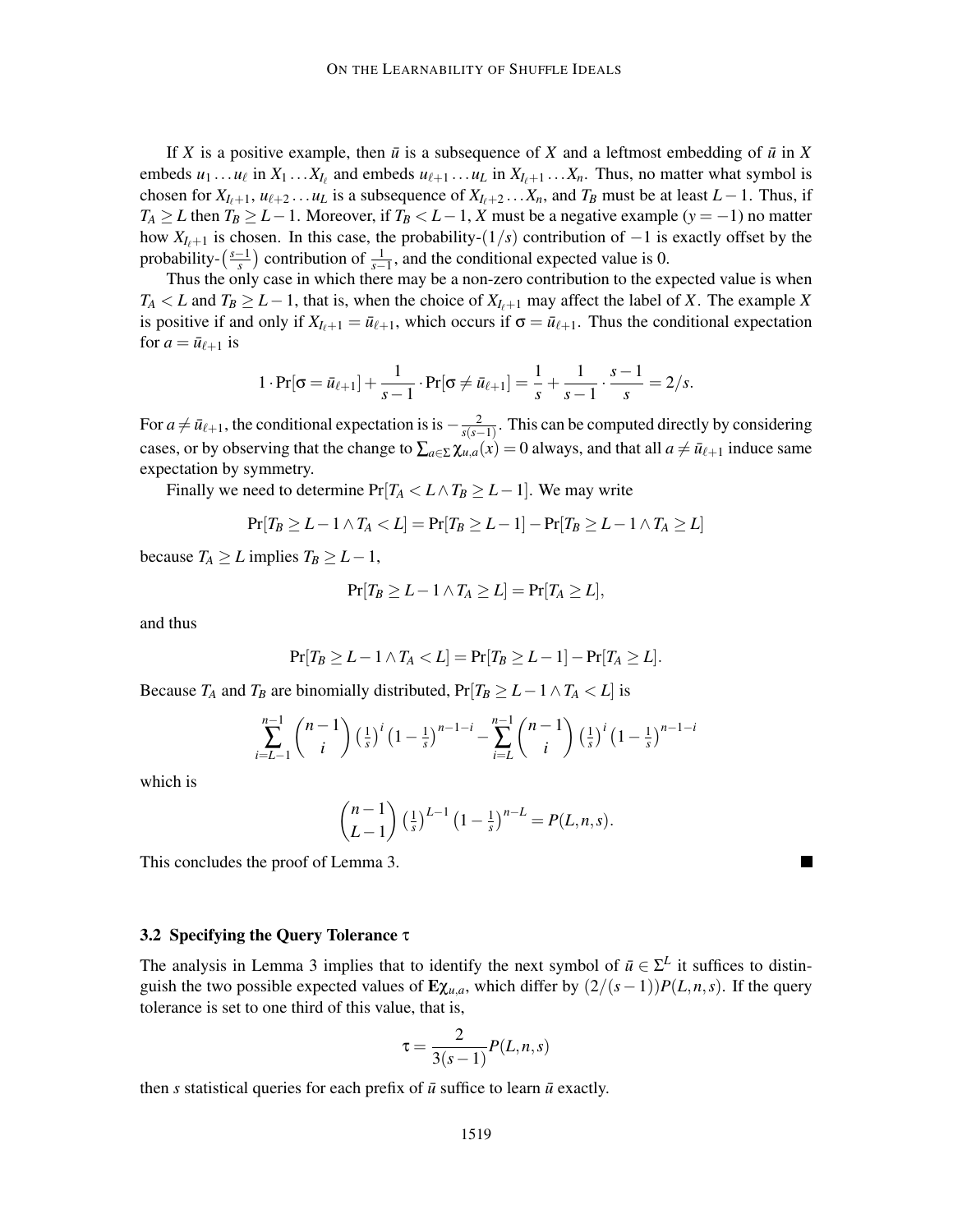If $X$ is a positive example, then $\bar{u}$ is a subsequence of $X$ and a leftmost embedding of $\bar{u}$ in $X$ embeds $u_1 \dots u_\ell$ in $X_1 \dots X_{I_\ell}$ and embeds $u_{\ell+1} \dots u_L$ in $X_{I_\ell+1} \dots X_n$. Thus, no matter what symbol is chosen for $X_{I_\ell+1}$, $u_{\ell+2} \dots u_L$ is a subsequence of $X_{I_\ell+2} \dots X_n$, and $T_B$ must be at least $L-1$. Thus, if $T_A \geq L$ then $T_B \geq L-1$. Moreover, if $T_B < L-1$, $X$ must be a negative example ($y = -1$) no matter how $X_{I_\ell+1}$ is chosen. In this case, the probability-$(1/s)$ contribution of $-1$ is exactly offset by the probability-$\left(\frac{s-1}{s}\right)$ contribution of $\frac{1}{s-1}$, and the conditional expected value is 0.

Thus the only case in which there may be a non-zero contribution to the expected value is when $T_A < L$ and $T_B \geq L-1$, that is, when the choice of $X_{I_\ell+1}$ may affect the label of $X$. The example $X$ is positive if and only if $X_{I_\ell+1} = \bar{u}_{\ell+1}$, which occurs if $\sigma = \bar{u}_{\ell+1}$. Thus the conditional expectation for $a = \bar{u}_{\ell+1}$ is

$$1 \cdot \Pr[\sigma = \bar{u}_{\ell+1}] + \frac{1}{s-1} \cdot \Pr[\sigma \neq \bar{u}_{\ell+1}] = \frac{1}{s} + \frac{1}{s-1} \cdot \frac{s-1}{s} = 2/s.$$

For $a \neq \bar{u}_{\ell+1}$, the conditional expectation is is $-\frac{2}{s(s-1)}$. This can be computed directly by considering cases, or by observing that the change to $\sum_{a\in\Sigma} \chi_{u,a}(x) = 0$ always, and that all $a \neq \bar{u}_{\ell+1}$ induce same expectation by symmetry.

Finally we need to determine $\Pr[T_A < L \wedge T_B \geq L-1]$. We may write

$$\Pr[T_B \geq L-1 \wedge T_A < L] = \Pr[T_B \geq L-1] - \Pr[T_B \geq L-1 \wedge T_A \geq L]$$

because $T_A \geq L$ implies $T_B \geq L-1$,

$$\Pr[T_B \geq L-1 \wedge T_A \geq L] = \Pr[T_A \geq L],$$

and thus

$$\Pr[T_B \geq L-1 \wedge T_A < L] = \Pr[T_B \geq L-1] - \Pr[T_A \geq L].$$

Because $T_A$ and $T_B$ are binomially distributed, $\Pr[T_B \geq L-1 \wedge T_A < L]$ is

$$\sum_{i=L-1}^{n-1} \binom{n-1}{i} \left(\tfrac{1}{s}\right)^i \left(1-\tfrac{1}{s}\right)^{n-1-i} - \sum_{i=L}^{n-1} \binom{n-1}{i} \left(\tfrac{1}{s}\right)^i \left(1-\tfrac{1}{s}\right)^{n-1-i}$$

which is

$$\binom{n-1}{L-1} \left(\tfrac{1}{s}\right)^{L-1} \left(1-\tfrac{1}{s}\right)^{n-L} = P(L,n,s).$$

This concludes the proof of Lemma 3. ■

### 3.2 Specifying the Query Tolerance $\tau$

The analysis in Lemma 3 implies that to identify the next symbol of $\bar{u} \in \Sigma^L$ it suffices to distinguish the two possible expected values of $\mathbf{E}\chi_{u,a}$, which differ by $(2/(s-1))P(L,n,s)$. If the query tolerance is set to one third of this value, that is,

$$\tau = \frac{2}{3(s-1)} P(L,n,s)$$

then $s$ statistical queries for each prefix of $\bar{u}$ suffice to learn $\bar{u}$ exactly.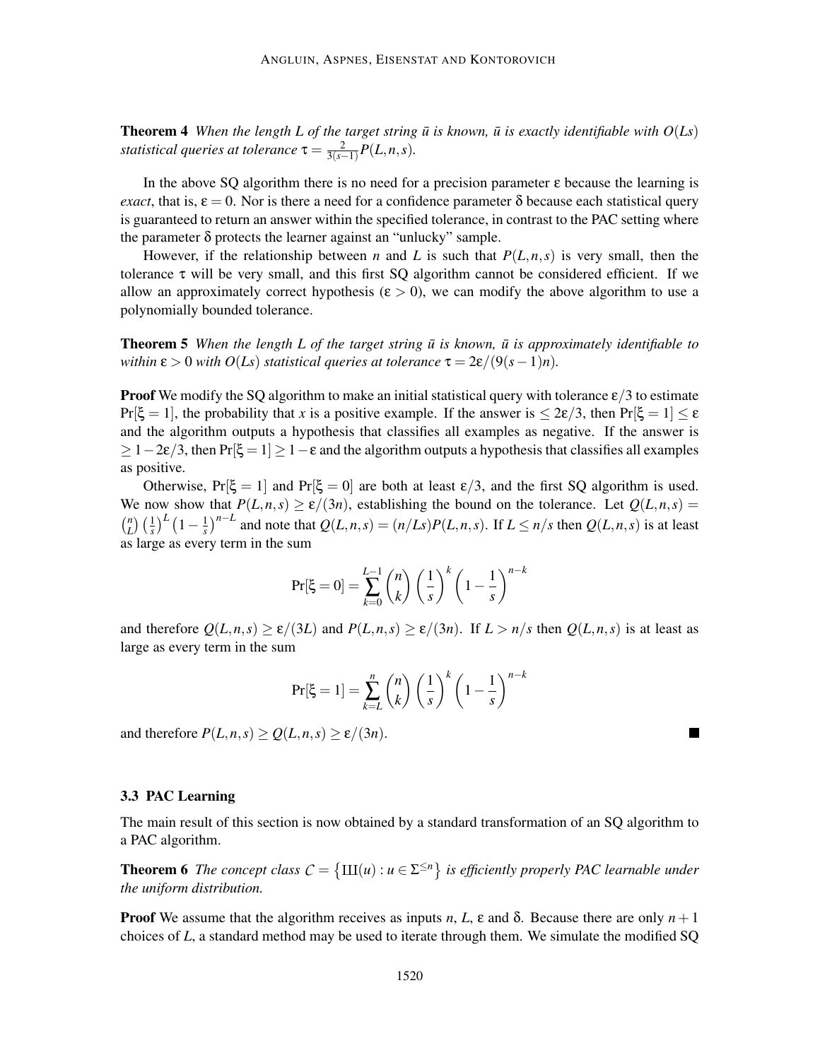**Theorem 4** *When the length $L$ of the target string $\bar{u}$ is known, $\bar{u}$ is exactly identifiable with $O(Ls)$ statistical queries at tolerance $\tau = \frac{2}{3(s-1)}P(L,n,s)$.*

In the above SQ algorithm there is no need for a precision parameter $\varepsilon$ because the learning is *exact*, that is, $\varepsilon = 0$. Nor is there a need for a confidence parameter $\delta$ because each statistical query is guaranteed to return an answer within the specified tolerance, in contrast to the PAC setting where the parameter $\delta$ protects the learner against an "unlucky" sample.

However, if the relationship between $n$ and $L$ is such that $P(L,n,s)$ is very small, then the tolerance $\tau$ will be very small, and this first SQ algorithm cannot be considered efficient. If we allow an approximately correct hypothesis ($\varepsilon > 0$), we can modify the above algorithm to use a polynomially bounded tolerance.

**Theorem 5** *When the length $L$ of the target string $\bar{u}$ is known, $\bar{u}$ is approximately identifiable to within $\varepsilon > 0$ with $O(Ls)$ statistical queries at tolerance $\tau = 2\varepsilon/(9(s-1)n)$.*

**Proof** We modify the SQ algorithm to make an initial statistical query with tolerance $\varepsilon/3$ to estimate $\Pr[\xi = 1]$, the probability that $x$ is a positive example. If the answer is $\leq 2\varepsilon/3$, then $\Pr[\xi = 1] \leq \varepsilon$ and the algorithm outputs a hypothesis that classifies all examples as negative. If the answer is $\geq 1 - 2\varepsilon/3$, then $\Pr[\xi = 1] \geq 1 - \varepsilon$ and the algorithm outputs a hypothesis that classifies all examples as positive.

Otherwise, $\Pr[\xi = 1]$ and $\Pr[\xi = 0]$ are both at least $\varepsilon/3$, and the first SQ algorithm is used. We now show that $P(L,n,s) \geq \varepsilon/(3n)$, establishing the bound on the tolerance. Let $Q(L,n,s) = \binom{n}{L}\left(\frac{1}{s}\right)^L\left(1-\frac{1}{s}\right)^{n-L}$ and note that $Q(L,n,s) = (n/Ls)P(L,n,s)$. If $L \leq n/s$ then $Q(L,n,s)$ is at least as large as every term in the sum

$$\Pr[\xi = 0] = \sum_{k=0}^{L-1} \binom{n}{k}\left(\frac{1}{s}\right)^k\left(1-\frac{1}{s}\right)^{n-k}$$

and therefore $Q(L,n,s) \geq \varepsilon/(3L)$ and $P(L,n,s) \geq \varepsilon/(3n)$. If $L > n/s$ then $Q(L,n,s)$ is at least as large as every term in the sum

$$\Pr[\xi = 1] = \sum_{k=L}^{n} \binom{n}{k}\left(\frac{1}{s}\right)^k\left(1-\frac{1}{s}\right)^{n-k}$$

and therefore $P(L,n,s) \geq Q(L,n,s) \geq \varepsilon/(3n)$. ■

### 3.3 PAC Learning

The main result of this section is now obtained by a standard transformation of an SQ algorithm to a PAC algorithm.

**Theorem 6** *The concept class $\mathcal{C} = \{Ш(u) : u \in \Sigma^{\leq n}\}$ is efficiently properly PAC learnable under the uniform distribution.*

**Proof** We assume that the algorithm receives as inputs $n$, $L$, $\varepsilon$ and $\delta$. Because there are only $n+1$ choices of $L$, a standard method may be used to iterate through them. We simulate the modified SQ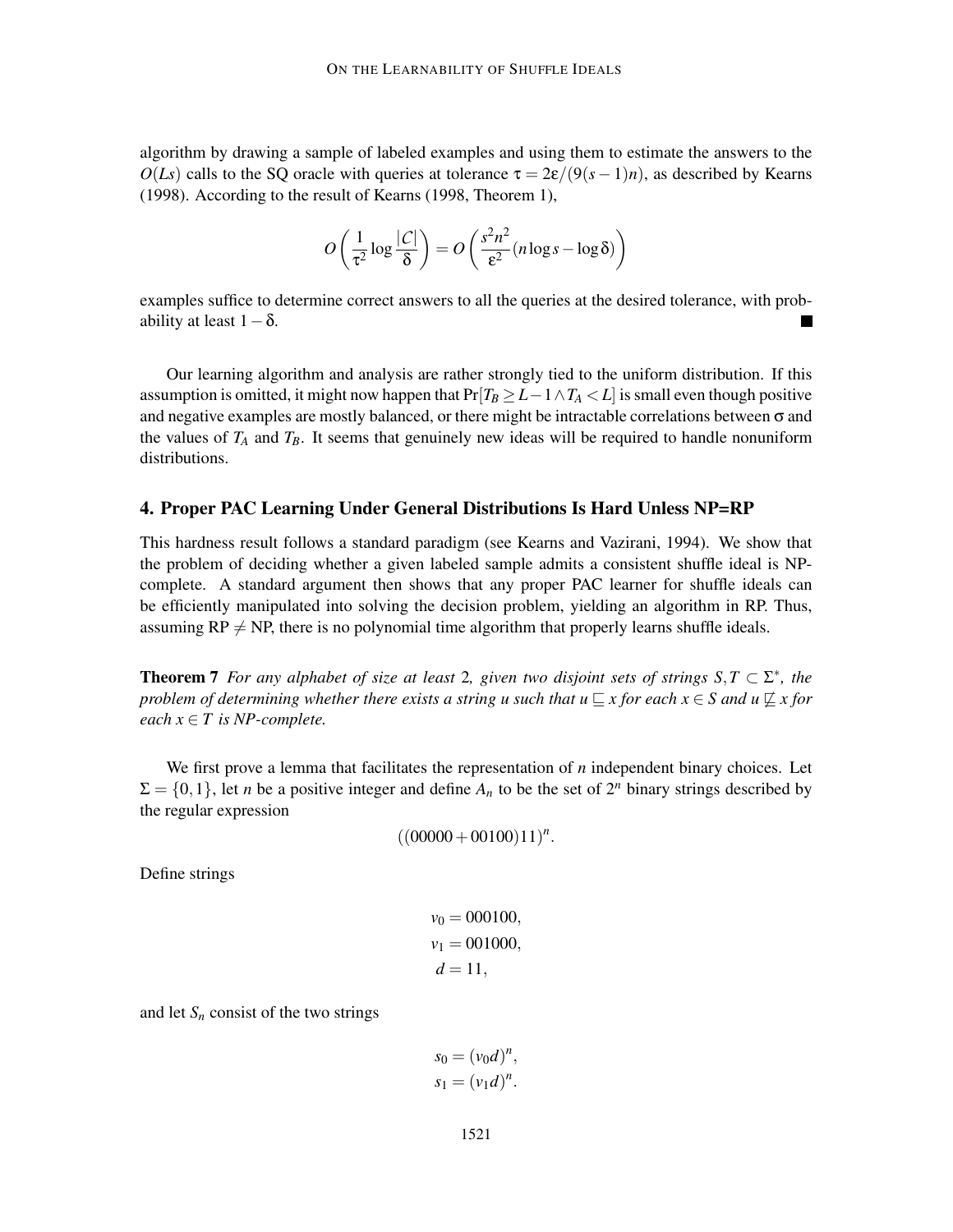algorithm by drawing a sample of labeled examples and using them to estimate the answers to the $O(Ls)$ calls to the SQ oracle with queries at tolerance $\tau = 2\varepsilon/(9(s-1)n)$, as described by Kearns (1998). According to the result of Kearns (1998, Theorem 1),

$$O\left(\frac{1}{\tau^2}\log\frac{|\mathcal{C}|}{\delta}\right) = O\left(\frac{s^2n^2}{\varepsilon^2}(n\log s - \log\delta)\right)$$

examples suffice to determine correct answers to all the queries at the desired tolerance, with probability at least $1-\delta$. ■

Our learning algorithm and analysis are rather strongly tied to the uniform distribution. If this assumption is omitted, it might now happen that $\Pr[T_B \geq L-1 \wedge T_A < L]$ is small even though positive and negative examples are mostly balanced, or there might be intractable correlations between $\sigma$ and the values of $T_A$ and $T_B$. It seems that genuinely new ideas will be required to handle nonuniform distributions.

## 4. Proper PAC Learning Under General Distributions Is Hard Unless NP=RP

This hardness result follows a standard paradigm (see Kearns and Vazirani, 1994). We show that the problem of deciding whether a given labeled sample admits a consistent shuffle ideal is NP-complete. A standard argument then shows that any proper PAC learner for shuffle ideals can be efficiently manipulated into solving the decision problem, yielding an algorithm in RP. Thus, assuming RP $\neq$ NP, there is no polynomial time algorithm that properly learns shuffle ideals.

**Theorem 7** *For any alphabet of size at least* 2*, given two disjoint sets of strings $S, T \subset \Sigma^*$, the problem of determining whether there exists a string $u$ such that $u \sqsubseteq x$ for each $x \in S$ and $u \not\sqsubseteq x$ for each $x \in T$ is NP-complete.*

We first prove a lemma that facilitates the representation of $n$ independent binary choices. Let $\Sigma = \{0,1\}$, let $n$ be a positive integer and define $A_n$ to be the set of $2^n$ binary strings described by the regular expression

$$((00000 + 00100)11)^n.$$

Define strings

$$v_0 = 000100,$$
$$v_1 = 001000,$$
$$d = 11,$$

and let $S_n$ consist of the two strings

$$s_0 = (v_0 d)^n,$$
$$s_1 = (v_1 d)^n.$$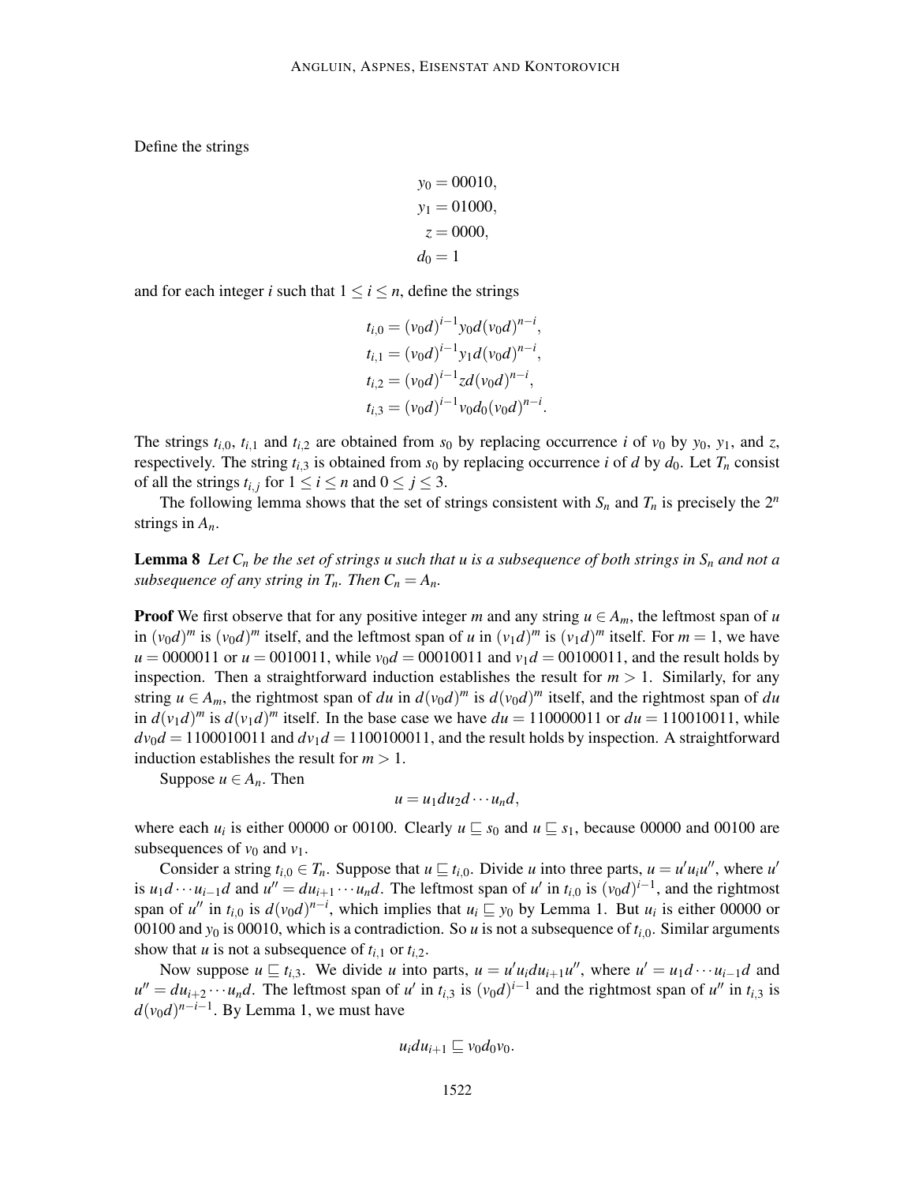Define the strings

$$
\begin{aligned}
y_0 &= 00010, \\
y_1 &= 01000, \\
z &= 0000, \\
d_0 &= 1
\end{aligned}
$$

and for each integer $i$ such that $1 \le i \le n$, define the strings

$$
\begin{aligned}
t_{i,0} &= (v_0 d)^{i-1} y_0 d (v_0 d)^{n-i}, \\
t_{i,1} &= (v_0 d)^{i-1} y_1 d (v_0 d)^{n-i}, \\
t_{i,2} &= (v_0 d)^{i-1} z d (v_0 d)^{n-i}, \\
t_{i,3} &= (v_0 d)^{i-1} v_0 d_0 (v_0 d)^{n-i}.
\end{aligned}
$$

The strings $t_{i,0}$, $t_{i,1}$ and $t_{i,2}$ are obtained from $s_0$ by replacing occurrence $i$ of $v_0$ by $y_0$, $y_1$, and $z$, respectively. The string $t_{i,3}$ is obtained from $s_0$ by replacing occurrence $i$ of $d$ by $d_0$. Let $T_n$ consist of all the strings $t_{i,j}$ for $1 \le i \le n$ and $0 \le j \le 3$.

The following lemma shows that the set of strings consistent with $S_n$ and $T_n$ is precisely the $2^n$ strings in $A_n$.

**Lemma 8** *Let $C_n$ be the set of strings $u$ such that $u$ is a subsequence of both strings in $S_n$ and not a subsequence of any string in $T_n$. Then $C_n = A_n$.*

**Proof** We first observe that for any positive integer $m$ and any string $u \in A_m$, the leftmost span of $u$ in $(v_0 d)^m$ is $(v_0 d)^m$ itself, and the leftmost span of $u$ in $(v_1 d)^m$ is $(v_1 d)^m$ itself. For $m = 1$, we have $u = 0000011$ or $u = 0010011$, while $v_0 d = 00010011$ and $v_1 d = 00100011$, and the result holds by inspection. Then a straightforward induction establishes the result for $m > 1$. Similarly, for any string $u \in A_m$, the rightmost span of $du$ in $d(v_0 d)^m$ is $d(v_0 d)^m$ itself, and the rightmost span of $du$ in $d(v_1 d)^m$ is $d(v_1 d)^m$ itself. In the base case we have $du = 110000011$ or $du = 110010011$, while $dv_0 d = 1100010011$ and $dv_1 d = 1100100011$, and the result holds by inspection. A straightforward induction establishes the result for $m > 1$.

Suppose $u \in A_n$. Then

$$
u = u_1 d u_2 d \cdots u_n d,
$$

where each $u_i$ is either 00000 or 00100. Clearly $u \sqsubseteq s_0$ and $u \sqsubseteq s_1$, because 00000 and 00100 are subsequences of $v_0$ and $v_1$.

Consider a string $t_{i,0} \in T_n$. Suppose that $u \sqsubseteq t_{i,0}$. Divide $u$ into three parts, $u = u' u_i u''$, where $u'$ is $u_1 d \cdots u_{i-1} d$ and $u'' = d u_{i+1} \cdots u_n d$. The leftmost span of $u'$ in $t_{i,0}$ is $(v_0 d)^{i-1}$, and the rightmost span of $u''$ in $t_{i,0}$ is $d(v_0 d)^{n-i}$, which implies that $u_i \sqsubseteq y_0$ by Lemma 1. But $u_i$ is either 00000 or 00100 and $y_0$ is 00010, which is a contradiction. So $u$ is not a subsequence of $t_{i,0}$. Similar arguments show that $u$ is not a subsequence of $t_{i,1}$ or $t_{i,2}$.

Now suppose $u \sqsubseteq t_{i,3}$. We divide $u$ into parts, $u = u' u_i d u_{i+1} u''$, where $u' = u_1 d \cdots u_{i-1} d$ and $u'' = d u_{i+2} \cdots u_n d$. The leftmost span of $u'$ in $t_{i,3}$ is $(v_0 d)^{i-1}$ and the rightmost span of $u''$ in $t_{i,3}$ is $d(v_0 d)^{n-i-1}$. By Lemma 1, we must have

$$
u_i d u_{i+1} \sqsubseteq v_0 d_0 v_0.
$$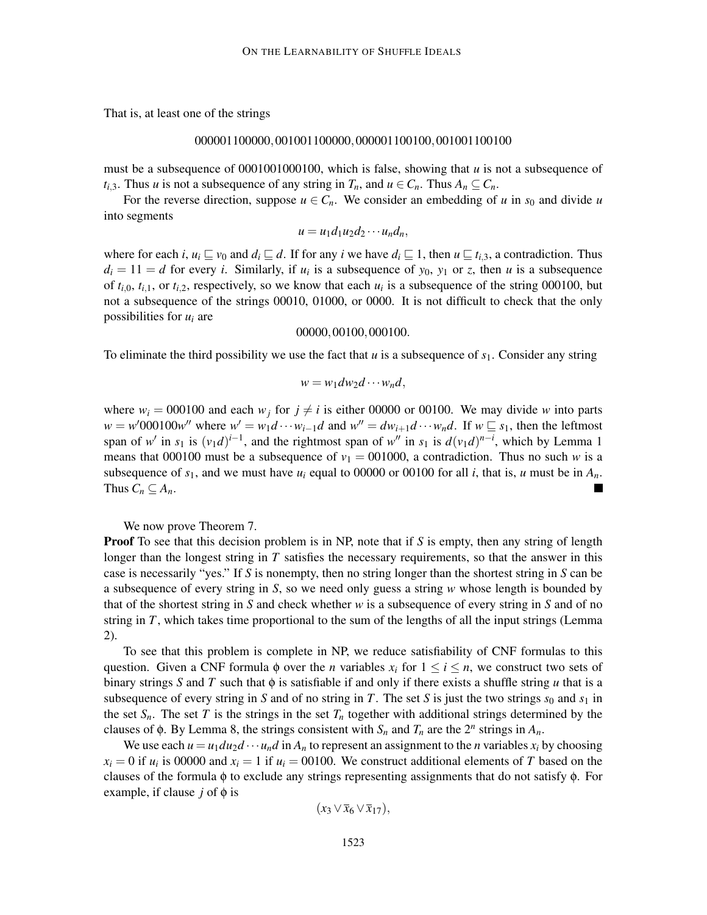That is, at least one of the strings

$$000001100000, 001001100000, 000001100100, 001001100100$$

must be a subsequence of 0001001000100, which is false, showing that $u$ is not a subsequence of $t_{i,3}$. Thus $u$ is not a subsequence of any string in $T_n$, and $u \in C_n$. Thus $A_n \subseteq C_n$.

For the reverse direction, suppose $u \in C_n$. We consider an embedding of $u$ in $s_0$ and divide $u$ into segments

$$u = u_1 d_1 u_2 d_2 \cdots u_n d_n,$$

where for each $i$, $u_i \sqsubseteq v_0$ and $d_i \sqsubseteq d$. If for any $i$ we have $d_i \sqsubseteq 1$, then $u \sqsubseteq t_{i,3}$, a contradiction. Thus $d_i = 11 = d$ for every $i$. Similarly, if $u_i$ is a subsequence of $y_0$, $y_1$ or $z$, then $u$ is a subsequence of $t_{i,0}$, $t_{i,1}$, or $t_{i,2}$, respectively, so we know that each $u_i$ is a subsequence of the string 000100, but not a subsequence of the strings 00010, 01000, or 0000. It is not difficult to check that the only possibilities for $u_i$ are

$$00000, 00100, 000100.$$

To eliminate the third possibility we use the fact that $u$ is a subsequence of $s_1$. Consider any string

$$w = w_1 d w_2 d \cdots w_n d,$$

where $w_i = 000100$ and each $w_j$ for $j \neq i$ is either 00000 or 00100. We may divide $w$ into parts $w = w' 000100 w''$ where $w' = w_1 d \cdots w_{i-1} d$ and $w'' = d w_{i+1} d \cdots w_n d$. If $w \sqsubseteq s_1$, then the leftmost span of $w'$ in $s_1$ is $(v_1 d)^{i-1}$, and the rightmost span of $w''$ in $s_1$ is $d(v_1 d)^{n-i}$, which by Lemma 1 means that 000100 must be a subsequence of $v_1 = 001000$, a contradiction. Thus no such $w$ is a subsequence of $s_1$, and we must have $u_i$ equal to 00000 or 00100 for all $i$, that is, $u$ must be in $A_n$. Thus $C_n \subseteq A_n$. ■

We now prove Theorem 7.

**Proof** To see that this decision problem is in NP, note that if $S$ is empty, then any string of length longer than the longest string in $T$ satisfies the necessary requirements, so that the answer in this case is necessarily "yes." If $S$ is nonempty, then no string longer than the shortest string in $S$ can be a subsequence of every string in $S$, so we need only guess a string $w$ whose length is bounded by that of the shortest string in $S$ and check whether $w$ is a subsequence of every string in $S$ and of no string in $T$, which takes time proportional to the sum of the lengths of all the input strings (Lemma 2).

To see that this problem is complete in NP, we reduce satisfiability of CNF formulas to this question. Given a CNF formula $\phi$ over the $n$ variables $x_i$ for $1 \leq i \leq n$, we construct two sets of binary strings $S$ and $T$ such that $\phi$ is satisfiable if and only if there exists a shuffle string $u$ that is a subsequence of every string in $S$ and of no string in $T$. The set $S$ is just the two strings $s_0$ and $s_1$ in the set $S_n$. The set $T$ is the strings in the set $T_n$ together with additional strings determined by the clauses of $\phi$. By Lemma 8, the strings consistent with $S_n$ and $T_n$ are the $2^n$ strings in $A_n$.

We use each $u = u_1 d u_2 d \cdots u_n d$ in $A_n$ to represent an assignment to the $n$ variables $x_i$ by choosing $x_i = 0$ if $u_i$ is 00000 and $x_i = 1$ if $u_i = 00100$. We construct additional elements of $T$ based on the clauses of the formula $\phi$ to exclude any strings representing assignments that do not satisfy $\phi$. For example, if clause $j$ of $\phi$ is

$$(x_3 \vee \bar{x}_6 \vee \bar{x}_{17}),$$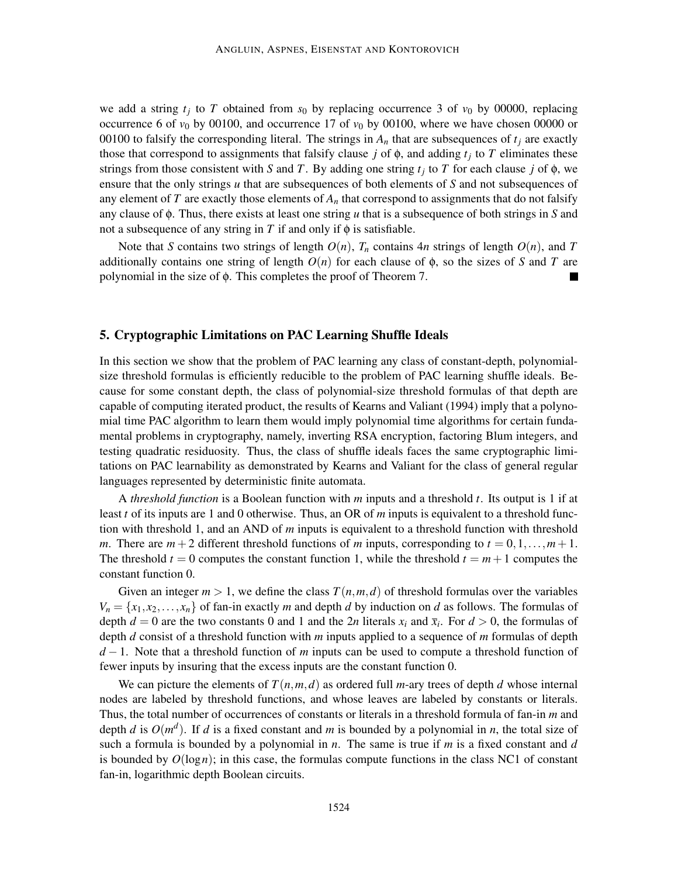we add a string $t_j$ to $T$ obtained from $s_0$ by replacing occurrence 3 of $v_0$ by 00000, replacing occurrence 6 of $v_0$ by 00100, and occurrence 17 of $v_0$ by 00100, where we have chosen 00000 or 00100 to falsify the corresponding literal. The strings in $A_n$ that are subsequences of $t_j$ are exactly those that correspond to assignments that falsify clause $j$ of $\phi$, and adding $t_j$ to $T$ eliminates these strings from those consistent with $S$ and $T$. By adding one string $t_j$ to $T$ for each clause $j$ of $\phi$, we ensure that the only strings $u$ that are subsequences of both elements of $S$ and not subsequences of any element of $T$ are exactly those elements of $A_n$ that correspond to assignments that do not falsify any clause of $\phi$. Thus, there exists at least one string $u$ that is a subsequence of both strings in $S$ and not a subsequence of any string in $T$ if and only if $\phi$ is satisfiable.

Note that $S$ contains two strings of length $O(n)$, $T_n$ contains $4n$ strings of length $O(n)$, and $T$ additionally contains one string of length $O(n)$ for each clause of $\phi$, so the sizes of $S$ and $T$ are polynomial in the size of $\phi$. This completes the proof of Theorem 7. ∎

## 5. Cryptographic Limitations on PAC Learning Shuffle Ideals

In this section we show that the problem of PAC learning any class of constant-depth, polynomial-size threshold formulas is efficiently reducible to the problem of PAC learning shuffle ideals. Because for some constant depth, the class of polynomial-size threshold formulas of that depth are capable of computing iterated product, the results of Kearns and Valiant (1994) imply that a polynomial time PAC algorithm to learn them would imply polynomial time algorithms for certain fundamental problems in cryptography, namely, inverting RSA encryption, factoring Blum integers, and testing quadratic residuosity. Thus, the class of shuffle ideals faces the same cryptographic limitations on PAC learnability as demonstrated by Kearns and Valiant for the class of general regular languages represented by deterministic finite automata.

A *threshold function* is a Boolean function with $m$ inputs and a threshold $t$. Its output is 1 if at least $t$ of its inputs are 1 and 0 otherwise. Thus, an OR of $m$ inputs is equivalent to a threshold function with threshold 1, and an AND of $m$ inputs is equivalent to a threshold function with threshold $m$. There are $m+2$ different threshold functions of $m$ inputs, corresponding to $t = 0, 1, \ldots, m+1$. The threshold $t = 0$ computes the constant function 1, while the threshold $t = m+1$ computes the constant function 0.

Given an integer $m > 1$, we define the class $T(n,m,d)$ of threshold formulas over the variables $V_n = \{x_1, x_2, \ldots, x_n\}$ of fan-in exactly $m$ and depth $d$ by induction on $d$ as follows. The formulas of depth $d = 0$ are the two constants 0 and 1 and the $2n$ literals $x_i$ and $\bar{x}_i$. For $d > 0$, the formulas of depth $d$ consist of a threshold function with $m$ inputs applied to a sequence of $m$ formulas of depth $d-1$. Note that a threshold function of $m$ inputs can be used to compute a threshold function of fewer inputs by insuring that the excess inputs are the constant function 0.

We can picture the elements of $T(n,m,d)$ as ordered full $m$-ary trees of depth $d$ whose internal nodes are labeled by threshold functions, and whose leaves are labeled by constants or literals. Thus, the total number of occurrences of constants or literals in a threshold formula of fan-in $m$ and depth $d$ is $O(m^d)$. If $d$ is a fixed constant and $m$ is bounded by a polynomial in $n$, the total size of such a formula is bounded by a polynomial in $n$. The same is true if $m$ is a fixed constant and $d$ is bounded by $O(\log n)$; in this case, the formulas compute functions in the class NC1 of constant fan-in, logarithmic depth Boolean circuits.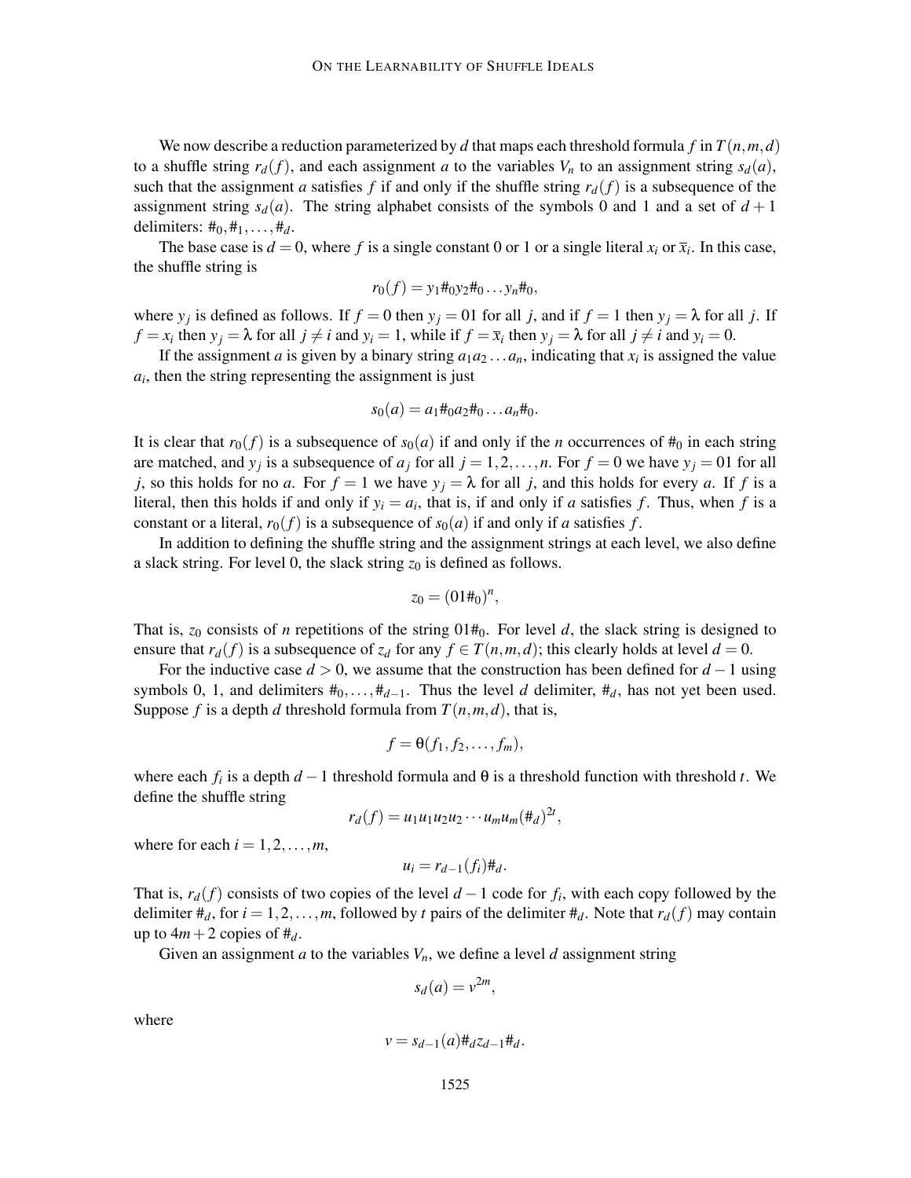We now describe a reduction parameterized by $d$ that maps each threshold formula $f$ in $T(n,m,d)$ to a shuffle string $r_d(f)$, and each assignment $a$ to the variables $V_n$ to an assignment string $s_d(a)$, such that the assignment $a$ satisfies $f$ if and only if the shuffle string $r_d(f)$ is a subsequence of the assignment string $s_d(a)$. The string alphabet consists of the symbols 0 and 1 and a set of $d+1$ delimiters: $\#_0, \#_1, \ldots, \#_d$.

The base case is $d = 0$, where $f$ is a single constant 0 or 1 or a single literal $x_i$ or $\overline{x}_i$. In this case, the shuffle string is

$$r_0(f) = y_1\#_0 y_2\#_0 \ldots y_n\#_0,$$

where $y_j$ is defined as follows. If $f = 0$ then $y_j = 01$ for all $j$, and if $f = 1$ then $y_j = \lambda$ for all $j$. If $f = x_i$ then $y_j = \lambda$ for all $j \neq i$ and $y_i = 1$, while if $f = \overline{x}_i$ then $y_j = \lambda$ for all $j \neq i$ and $y_i = 0$.

If the assignment $a$ is given by a binary string $a_1 a_2 \ldots a_n$, indicating that $x_i$ is assigned the value $a_i$, then the string representing the assignment is just

$$s_0(a) = a_1\#_0 a_2\#_0 \ldots a_n\#_0.$$

It is clear that $r_0(f)$ is a subsequence of $s_0(a)$ if and only if the $n$ occurrences of $\#_0$ in each string are matched, and $y_j$ is a subsequence of $a_j$ for all $j = 1, 2, \ldots, n$. For $f = 0$ we have $y_j = 01$ for all $j$, so this holds for no $a$. For $f = 1$ we have $y_j = \lambda$ for all $j$, and this holds for every $a$. If $f$ is a literal, then this holds if and only if $y_i = a_i$, that is, if and only if $a$ satisfies $f$. Thus, when $f$ is a constant or a literal, $r_0(f)$ is a subsequence of $s_0(a)$ if and only if $a$ satisfies $f$.

In addition to defining the shuffle string and the assignment strings at each level, we also define a slack string. For level 0, the slack string $z_0$ is defined as follows.

$$z_0 = (01\#_0)^n,$$

That is, $z_0$ consists of $n$ repetitions of the string $01\#_0$. For level $d$, the slack string is designed to ensure that $r_d(f)$ is a subsequence of $z_d$ for any $f \in T(n,m,d)$; this clearly holds at level $d = 0$.

For the inductive case $d > 0$, we assume that the construction has been defined for $d-1$ using symbols 0, 1, and delimiters $\#_0, \ldots, \#_{d-1}$. Thus the level $d$ delimiter, $\#_d$, has not yet been used. Suppose $f$ is a depth $d$ threshold formula from $T(n,m,d)$, that is,

$$f = \theta(f_1, f_2, \ldots, f_m),$$

where each $f_i$ is a depth $d-1$ threshold formula and $\theta$ is a threshold function with threshold $t$. We define the shuffle string

$$r_d(f) = u_1 u_1 u_2 u_2 \cdots u_m u_m (\#_d)^{2t},$$

where for each $i = 1, 2, \ldots, m$,

$$u_i = r_{d-1}(f_i)\#_d.$$

That is, $r_d(f)$ consists of two copies of the level $d-1$ code for $f_i$, with each copy followed by the delimiter $\#_d$, for $i = 1, 2, \ldots, m$, followed by $t$ pairs of the delimiter $\#_d$. Note that $r_d(f)$ may contain up to $4m+2$ copies of $\#_d$.

Given an assignment $a$ to the variables $V_n$, we define a level $d$ assignment string

$$s_d(a) = v^{2m},$$

where

$$v = s_{d-1}(a)\#_d z_{d-1}\#_d.$$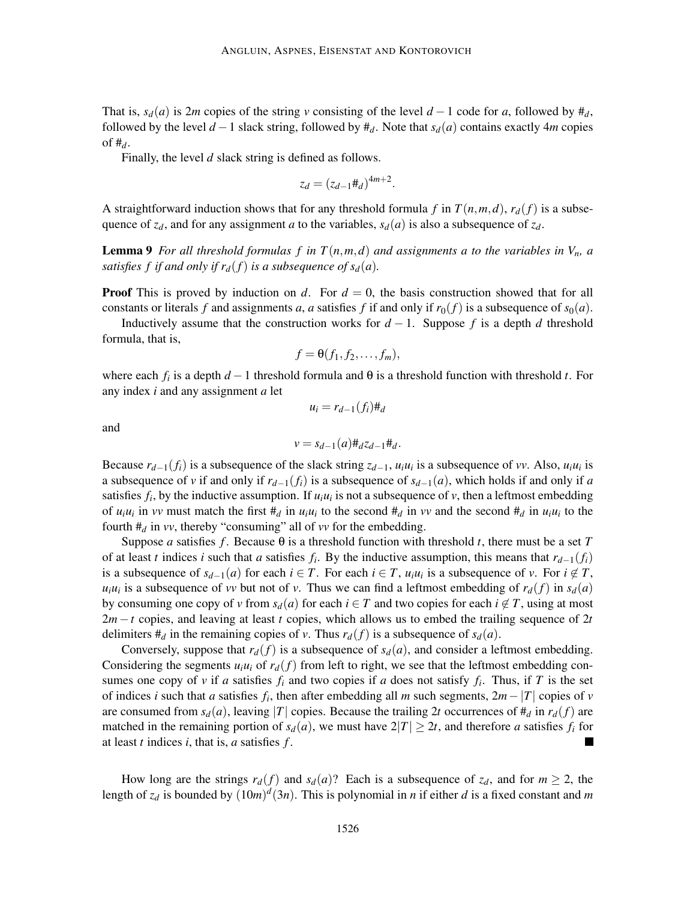That is, $s_d(a)$ is $2m$ copies of the string $v$ consisting of the level $d-1$ code for $a$, followed by $\#_d$, followed by the level $d-1$ slack string, followed by $\#_d$. Note that $s_d(a)$ contains exactly $4m$ copies of $\#_d$.

Finally, the level $d$ slack string is defined as follows.

$$z_d = (z_{d-1}\#_d)^{4m+2}.$$

A straightforward induction shows that for any threshold formula $f$ in $T(n,m,d)$, $r_d(f)$ is a subsequence of $z_d$, and for any assignment $a$ to the variables, $s_d(a)$ is also a subsequence of $z_d$.

**Lemma 9** *For all threshold formulas $f$ in $T(n,m,d)$ and assignments $a$ to the variables in $V_n$, $a$ satisfies $f$ if and only if $r_d(f)$ is a subsequence of $s_d(a)$.*

**Proof** This is proved by induction on $d$. For $d=0$, the basis construction showed that for all constants or literals $f$ and assignments $a$, $a$ satisfies $f$ if and only if $r_0(f)$ is a subsequence of $s_0(a)$.

Inductively assume that the construction works for $d-1$. Suppose $f$ is a depth $d$ threshold formula, that is,

$$f = \theta(f_1, f_2, \ldots, f_m),$$

where each $f_i$ is a depth $d-1$ threshold formula and $\theta$ is a threshold function with threshold $t$. For any index $i$ and any assignment $a$ let

$$u_i = r_{d-1}(f_i)\#_d$$

and

$$v = s_{d-1}(a)\#_d z_{d-1}\#_d.$$

Because $r_{d-1}(f_i)$ is a subsequence of the slack string $z_{d-1}$, $u_iu_i$ is a subsequence of $vv$. Also, $u_iu_i$ is a subsequence of $v$ if and only if $r_{d-1}(f_i)$ is a subsequence of $s_{d-1}(a)$, which holds if and only if $a$ satisfies $f_i$, by the inductive assumption. If $u_iu_i$ is not a subsequence of $v$, then a leftmost embedding of $u_iu_i$ in $vv$ must match the first $\#_d$ in $u_iu_i$ to the second $\#_d$ in $vv$ and the second $\#_d$ in $u_iu_i$ to the fourth $\#_d$ in $vv$, thereby "consuming" all of $vv$ for the embedding.

Suppose $a$ satisfies $f$. Because $\theta$ is a threshold function with threshold $t$, there must be a set $T$ of at least $t$ indices $i$ such that $a$ satisfies $f_i$. By the inductive assumption, this means that $r_{d-1}(f_i)$ is a subsequence of $s_{d-1}(a)$ for each $i \in T$. For each $i \in T$, $u_iu_i$ is a subsequence of $v$. For $i \notin T$, $u_iu_i$ is a subsequence of $vv$ but not of $v$. Thus we can find a leftmost embedding of $r_d(f)$ in $s_d(a)$ by consuming one copy of $v$ from $s_d(a)$ for each $i \in T$ and two copies for each $i \notin T$, using at most $2m-t$ copies, and leaving at least $t$ copies, which allows us to embed the trailing sequence of $2t$ delimiters $\#_d$ in the remaining copies of $v$. Thus $r_d(f)$ is a subsequence of $s_d(a)$.

Conversely, suppose that $r_d(f)$ is a subsequence of $s_d(a)$, and consider a leftmost embedding. Considering the segments $u_iu_i$ of $r_d(f)$ from left to right, we see that the leftmost embedding consumes one copy of $v$ if $a$ satisfies $f_i$ and two copies if $a$ does not satisfy $f_i$. Thus, if $T$ is the set of indices $i$ such that $a$ satisfies $f_i$, then after embedding all $m$ such segments, $2m-|T|$ copies of $v$ are consumed from $s_d(a)$, leaving $|T|$ copies. Because the trailing $2t$ occurrences of $\#_d$ in $r_d(f)$ are matched in the remaining portion of $s_d(a)$, we must have $2|T| \geq 2t$, and therefore $a$ satisfies $f_i$ for at least $t$ indices $i$, that is, $a$ satisfies $f$. ■

How long are the strings $r_d(f)$ and $s_d(a)$? Each is a subsequence of $z_d$, and for $m \geq 2$, the length of $z_d$ is bounded by $(10m)^d(3n)$. This is polynomial in $n$ if either $d$ is a fixed constant and $m$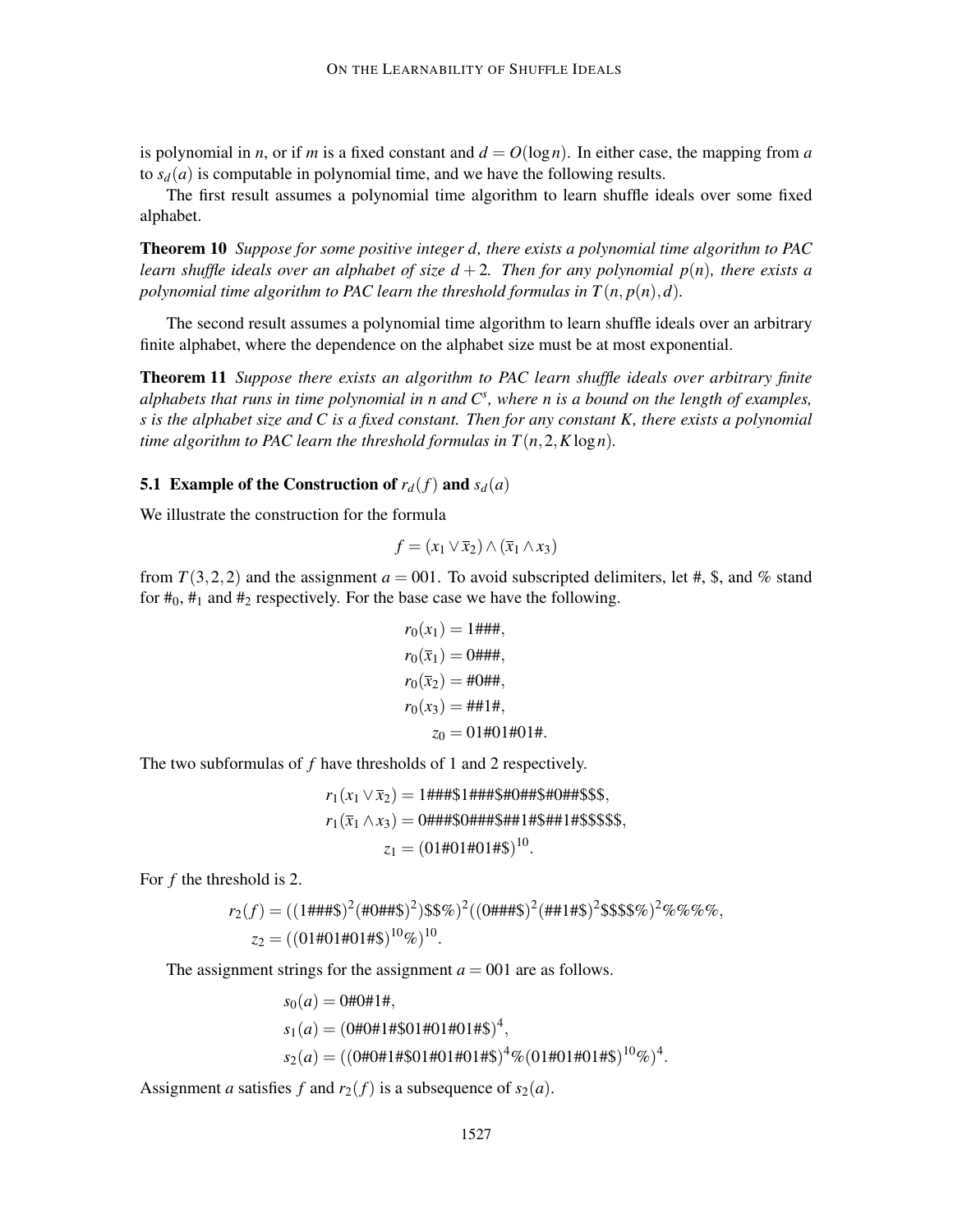is polynomial in $n$, or if $m$ is a fixed constant and $d = O(\log n)$. In either case, the mapping from $a$ to $s_d(a)$ is computable in polynomial time, and we have the following results.

The first result assumes a polynomial time algorithm to learn shuffle ideals over some fixed alphabet.

**Theorem 10** *Suppose for some positive integer $d$, there exists a polynomial time algorithm to PAC learn shuffle ideals over an alphabet of size $d+2$. Then for any polynomial $p(n)$, there exists a polynomial time algorithm to PAC learn the threshold formulas in $T(n, p(n), d)$.*

The second result assumes a polynomial time algorithm to learn shuffle ideals over an arbitrary finite alphabet, where the dependence on the alphabet size must be at most exponential.

**Theorem 11** *Suppose there exists an algorithm to PAC learn shuffle ideals over arbitrary finite alphabets that runs in time polynomial in $n$ and $C^s$, where $n$ is a bound on the length of examples, $s$ is the alphabet size and $C$ is a fixed constant. Then for any constant $K$, there exists a polynomial time algorithm to PAC learn the threshold formulas in $T(n, 2, K \log n)$.*

### 5.1 Example of the Construction of $r_d(f)$ and $s_d(a)$

We illustrate the construction for the formula

$$f = (x_1 \vee \bar{x}_2) \wedge (\bar{x}_1 \wedge x_3)$$

from $T(3,2,2)$ and the assignment $a = 001$. To avoid subscripted delimiters, let #, \$, and % stand for $\#_0$, $\#_1$ and $\#_2$ respectively. For the base case we have the following.

$$\begin{aligned}
r_0(x_1) &= 1\#\#\#, \\
r_0(\bar{x}_1) &= 0\#\#\#, \\
r_0(\bar{x}_2) &= \#0\#\#, \\
r_0(x_3) &= \#\#1\#, \\
z_0 &= 01\#01\#01\#.
\end{aligned}$$

The two subformulas of $f$ have thresholds of 1 and 2 respectively.

$$\begin{aligned}
r_1(x_1 \vee \bar{x}_2) &= 1\#\#\#\$1\#\#\#\$\#0\#\#\$\#0\#\#\$\$\$, \\
r_1(\bar{x}_1 \wedge x_3) &= 0\#\#\#\$0\#\#\#\$\#\#1\#\$\#\#1\#\$\$\$\$\$, \\
z_1 &= (01\#01\#01\#\$)^{10}.
\end{aligned}$$

For $f$ the threshold is 2.

$$\begin{aligned}
r_2(f) &= ((1\#\#\#\$)^2(\#0\#\#\$)^2)\$\$\%)^2((0\#\#\#\$)^2(\#\#1\#\$)^2\$\$\$\$\%)^2\%\%\%\%, \\
z_2 &= ((01\#01\#01\#\$)^{10}\%)^{10}.
\end{aligned}$$

The assignment strings for the assignment $a = 001$ are as follows.

$$\begin{aligned}
s_0(a) &= 0\#0\#1\#, \\
s_1(a) &= (0\#0\#1\#\$01\#01\#01\#\$)^4, \\
s_2(a) &= ((0\#0\#1\#\$01\#01\#01\#\$)^4\%(01\#01\#01\#\$)^{10}\%)^4.
\end{aligned}$$

Assignment $a$ satisfies $f$ and $r_2(f)$ is a subsequence of $s_2(a)$.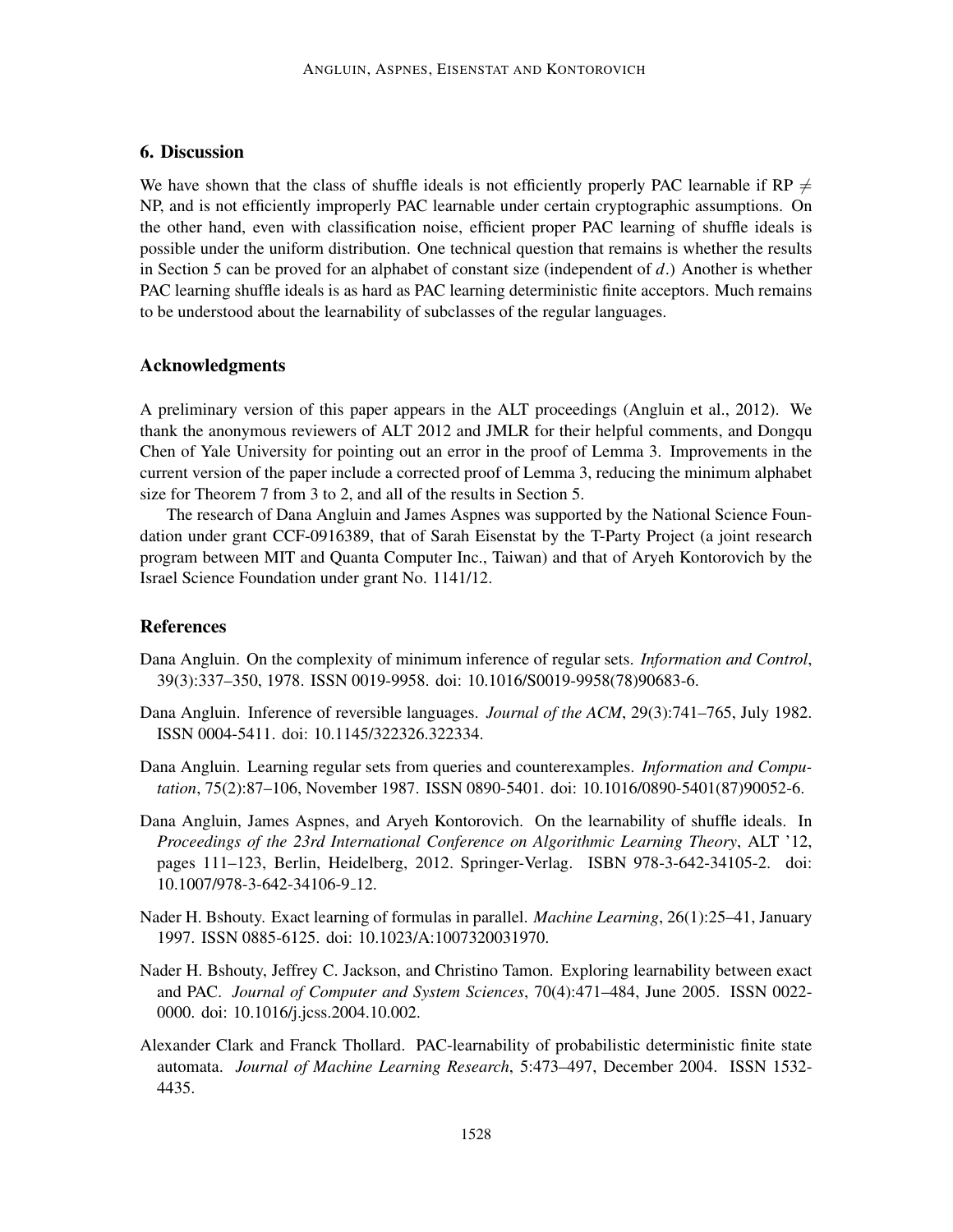## 6. Discussion

We have shown that the class of shuffle ideals is not efficiently properly PAC learnable if RP $\neq$ NP, and is not efficiently improperly PAC learnable under certain cryptographic assumptions. On the other hand, even with classification noise, efficient proper PAC learning of shuffle ideals is possible under the uniform distribution. One technical question that remains is whether the results in Section 5 can be proved for an alphabet of constant size (independent of $d$.) Another is whether PAC learning shuffle ideals is as hard as PAC learning deterministic finite acceptors. Much remains to be understood about the learnability of subclasses of the regular languages.

## Acknowledgments

A preliminary version of this paper appears in the ALT proceedings (Angluin et al., 2012). We thank the anonymous reviewers of ALT 2012 and JMLR for their helpful comments, and Dongqu Chen of Yale University for pointing out an error in the proof of Lemma 3. Improvements in the current version of the paper include a corrected proof of Lemma 3, reducing the minimum alphabet size for Theorem 7 from 3 to 2, and all of the results in Section 5.

The research of Dana Angluin and James Aspnes was supported by the National Science Foundation under grant CCF-0916389, that of Sarah Eisenstat by the T-Party Project (a joint research program between MIT and Quanta Computer Inc., Taiwan) and that of Aryeh Kontorovich by the Israel Science Foundation under grant No. 1141/12.

## References

Dana Angluin. On the complexity of minimum inference of regular sets. *Information and Control*, 39(3):337–350, 1978. ISSN 0019-9958. doi: 10.1016/S0019-9958(78)90683-6.

Dana Angluin. Inference of reversible languages. *Journal of the ACM*, 29(3):741–765, July 1982. ISSN 0004-5411. doi: 10.1145/322326.322334.

Dana Angluin. Learning regular sets from queries and counterexamples. *Information and Computation*, 75(2):87–106, November 1987. ISSN 0890-5401. doi: 10.1016/0890-5401(87)90052-6.

Dana Angluin, James Aspnes, and Aryeh Kontorovich. On the learnability of shuffle ideals. In *Proceedings of the 23rd International Conference on Algorithmic Learning Theory*, ALT '12, pages 111–123, Berlin, Heidelberg, 2012. Springer-Verlag. ISBN 978-3-642-34105-2. doi: 10.1007/978-3-642-34106-9_12.

Nader H. Bshouty. Exact learning of formulas in parallel. *Machine Learning*, 26(1):25–41, January 1997. ISSN 0885-6125. doi: 10.1023/A:1007320031970.

Nader H. Bshouty, Jeffrey C. Jackson, and Christino Tamon. Exploring learnability between exact and PAC. *Journal of Computer and System Sciences*, 70(4):471–484, June 2005. ISSN 0022-0000. doi: 10.1016/j.jcss.2004.10.002.

Alexander Clark and Franck Thollard. PAC-learnability of probabilistic deterministic finite state automata. *Journal of Machine Learning Research*, 5:473–497, December 2004. ISSN 1532-4435.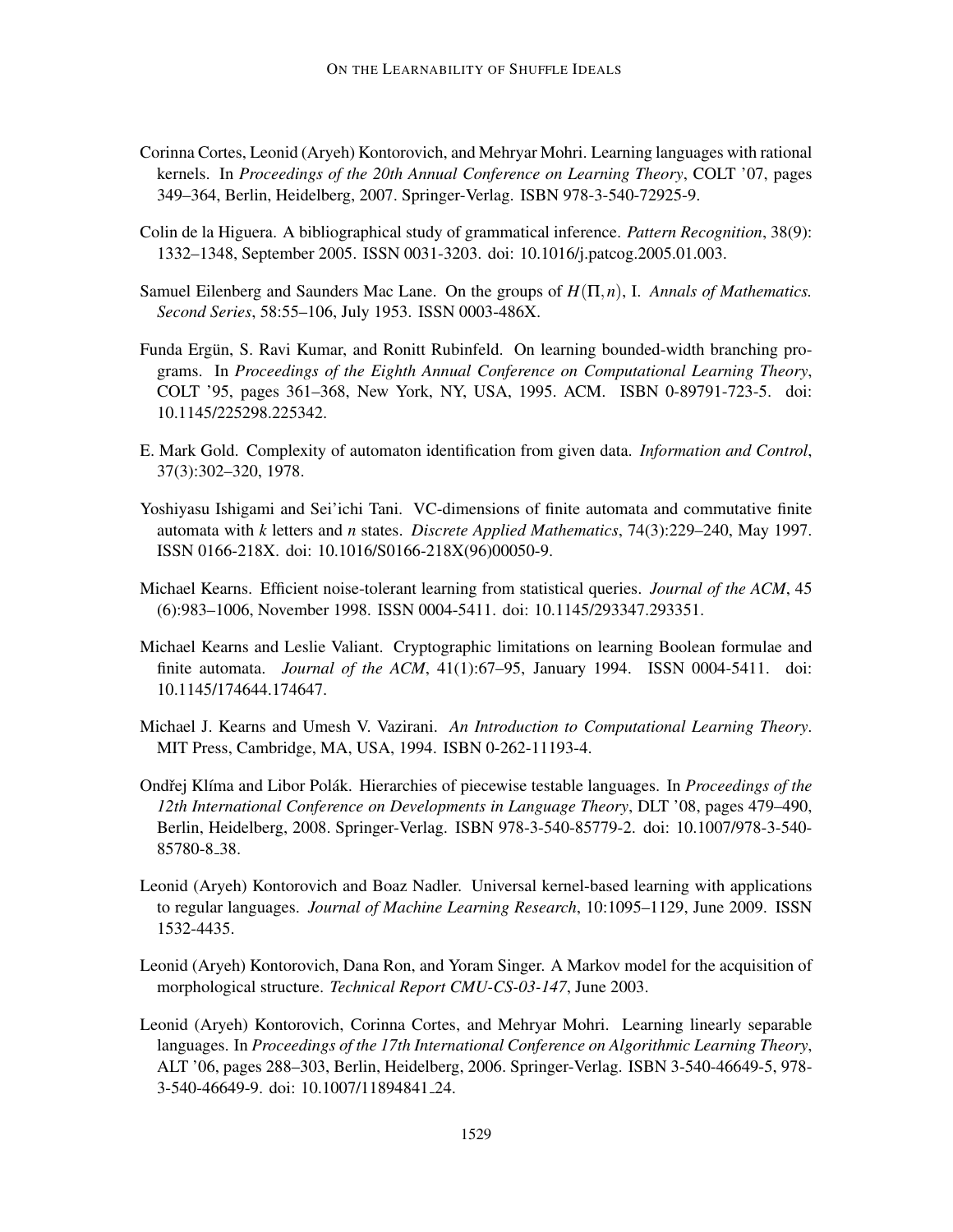Corinna Cortes, Leonid (Aryeh) Kontorovich, and Mehryar Mohri. Learning languages with rational kernels. In *Proceedings of the 20th Annual Conference on Learning Theory*, COLT '07, pages 349–364, Berlin, Heidelberg, 2007. Springer-Verlag. ISBN 978-3-540-72925-9.

Colin de la Higuera. A bibliographical study of grammatical inference. *Pattern Recognition*, 38(9): 1332–1348, September 2005. ISSN 0031-3203. doi: 10.1016/j.patcog.2005.01.003.

Samuel Eilenberg and Saunders Mac Lane. On the groups of $H(\Pi, n)$, I. *Annals of Mathematics. Second Series*, 58:55–106, July 1953. ISSN 0003-486X.

Funda Ergün, S. Ravi Kumar, and Ronitt Rubinfeld. On learning bounded-width branching programs. In *Proceedings of the Eighth Annual Conference on Computational Learning Theory*, COLT '95, pages 361–368, New York, NY, USA, 1995. ACM. ISBN 0-89791-723-5. doi: 10.1145/225298.225342.

E. Mark Gold. Complexity of automaton identification from given data. *Information and Control*, 37(3):302–320, 1978.

Yoshiyasu Ishigami and Sei'ichi Tani. VC-dimensions of finite automata and commutative finite automata with *k* letters and *n* states. *Discrete Applied Mathematics*, 74(3):229–240, May 1997. ISSN 0166-218X. doi: 10.1016/S0166-218X(96)00050-9.

Michael Kearns. Efficient noise-tolerant learning from statistical queries. *Journal of the ACM*, 45 (6):983–1006, November 1998. ISSN 0004-5411. doi: 10.1145/293347.293351.

Michael Kearns and Leslie Valiant. Cryptographic limitations on learning Boolean formulae and finite automata. *Journal of the ACM*, 41(1):67–95, January 1994. ISSN 0004-5411. doi: 10.1145/174644.174647.

Michael J. Kearns and Umesh V. Vazirani. *An Introduction to Computational Learning Theory*. MIT Press, Cambridge, MA, USA, 1994. ISBN 0-262-11193-4.

Ondřej Klíma and Libor Polák. Hierarchies of piecewise testable languages. In *Proceedings of the 12th International Conference on Developments in Language Theory*, DLT '08, pages 479–490, Berlin, Heidelberg, 2008. Springer-Verlag. ISBN 978-3-540-85779-2. doi: 10.1007/978-3-540-85780-8_38.

Leonid (Aryeh) Kontorovich and Boaz Nadler. Universal kernel-based learning with applications to regular languages. *Journal of Machine Learning Research*, 10:1095–1129, June 2009. ISSN 1532-4435.

Leonid (Aryeh) Kontorovich, Dana Ron, and Yoram Singer. A Markov model for the acquisition of morphological structure. *Technical Report CMU-CS-03-147*, June 2003.

Leonid (Aryeh) Kontorovich, Corinna Cortes, and Mehryar Mohri. Learning linearly separable languages. In *Proceedings of the 17th International Conference on Algorithmic Learning Theory*, ALT '06, pages 288–303, Berlin, Heidelberg, 2006. Springer-Verlag. ISBN 3-540-46649-5, 978-3-540-46649-9. doi: 10.1007/11894841_24.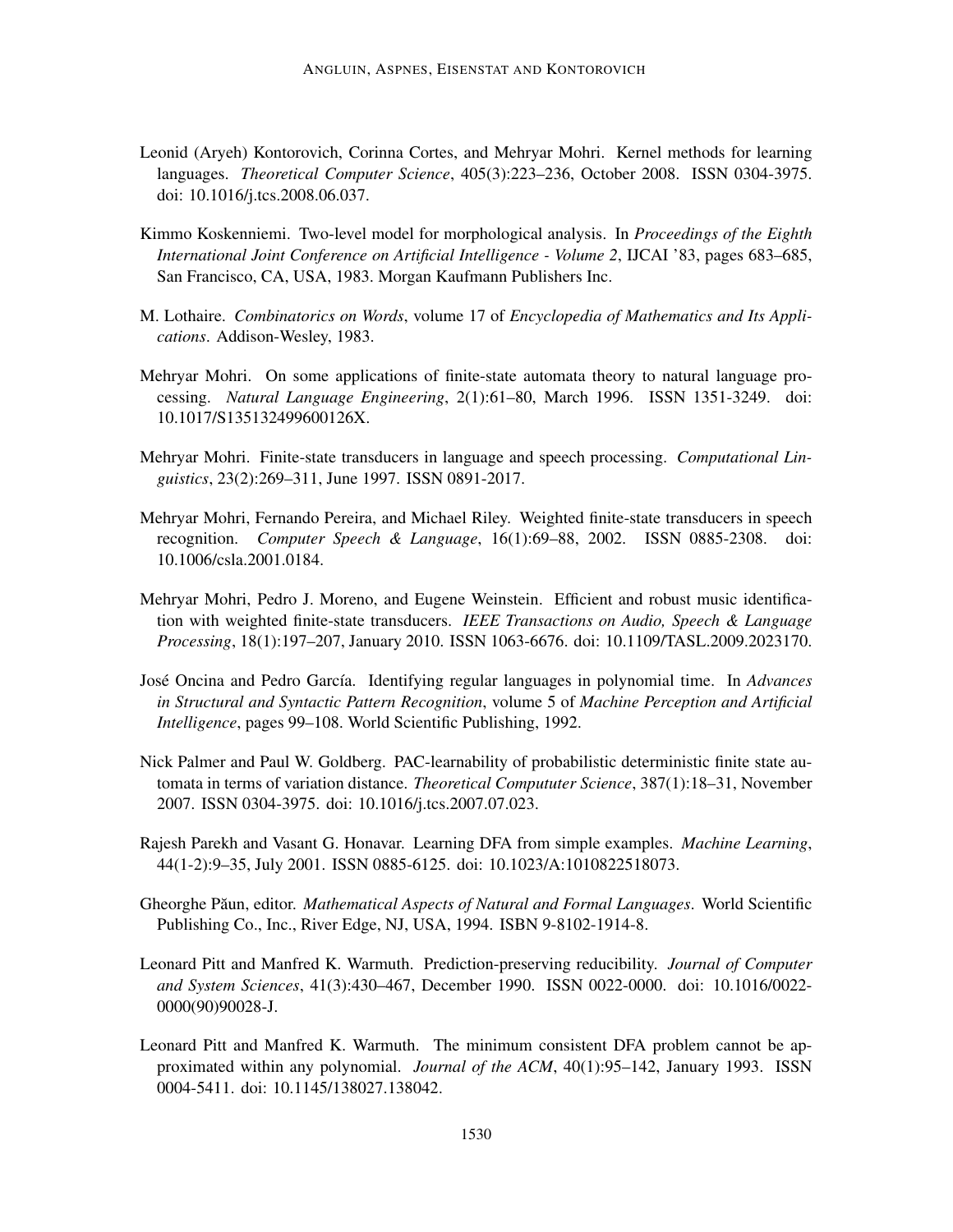Leonid (Aryeh) Kontorovich, Corinna Cortes, and Mehryar Mohri. Kernel methods for learning languages. *Theoretical Computer Science*, 405(3):223–236, October 2008. ISSN 0304-3975. doi: 10.1016/j.tcs.2008.06.037.

Kimmo Koskenniemi. Two-level model for morphological analysis. In *Proceedings of the Eighth International Joint Conference on Artificial Intelligence - Volume 2*, IJCAI '83, pages 683–685, San Francisco, CA, USA, 1983. Morgan Kaufmann Publishers Inc.

M. Lothaire. *Combinatorics on Words*, volume 17 of *Encyclopedia of Mathematics and Its Applications*. Addison-Wesley, 1983.

Mehryar Mohri. On some applications of finite-state automata theory to natural language processing. *Natural Language Engineering*, 2(1):61–80, March 1996. ISSN 1351-3249. doi: 10.1017/S135132499600126X.

Mehryar Mohri. Finite-state transducers in language and speech processing. *Computational Linguistics*, 23(2):269–311, June 1997. ISSN 0891-2017.

Mehryar Mohri, Fernando Pereira, and Michael Riley. Weighted finite-state transducers in speech recognition. *Computer Speech & Language*, 16(1):69–88, 2002. ISSN 0885-2308. doi: 10.1006/csla.2001.0184.

Mehryar Mohri, Pedro J. Moreno, and Eugene Weinstein. Efficient and robust music identification with weighted finite-state transducers. *IEEE Transactions on Audio, Speech & Language Processing*, 18(1):197–207, January 2010. ISSN 1063-6676. doi: 10.1109/TASL.2009.2023170.

José Oncina and Pedro García. Identifying regular languages in polynomial time. In *Advances in Structural and Syntactic Pattern Recognition*, volume 5 of *Machine Perception and Artificial Intelligence*, pages 99–108. World Scientific Publishing, 1992.

Nick Palmer and Paul W. Goldberg. PAC-learnability of probabilistic deterministic finite state automata in terms of variation distance. *Theoretical Compututer Science*, 387(1):18–31, November 2007. ISSN 0304-3975. doi: 10.1016/j.tcs.2007.07.023.

Rajesh Parekh and Vasant G. Honavar. Learning DFA from simple examples. *Machine Learning*, 44(1-2):9–35, July 2001. ISSN 0885-6125. doi: 10.1023/A:1010822518073.

Gheorghe Păun, editor. *Mathematical Aspects of Natural and Formal Languages*. World Scientific Publishing Co., Inc., River Edge, NJ, USA, 1994. ISBN 9-8102-1914-8.

Leonard Pitt and Manfred K. Warmuth. Prediction-preserving reducibility. *Journal of Computer and System Sciences*, 41(3):430–467, December 1990. ISSN 0022-0000. doi: 10.1016/0022-0000(90)90028-J.

Leonard Pitt and Manfred K. Warmuth. The minimum consistent DFA problem cannot be approximated within any polynomial. *Journal of the ACM*, 40(1):95–142, January 1993. ISSN 0004-5411. doi: 10.1145/138027.138042.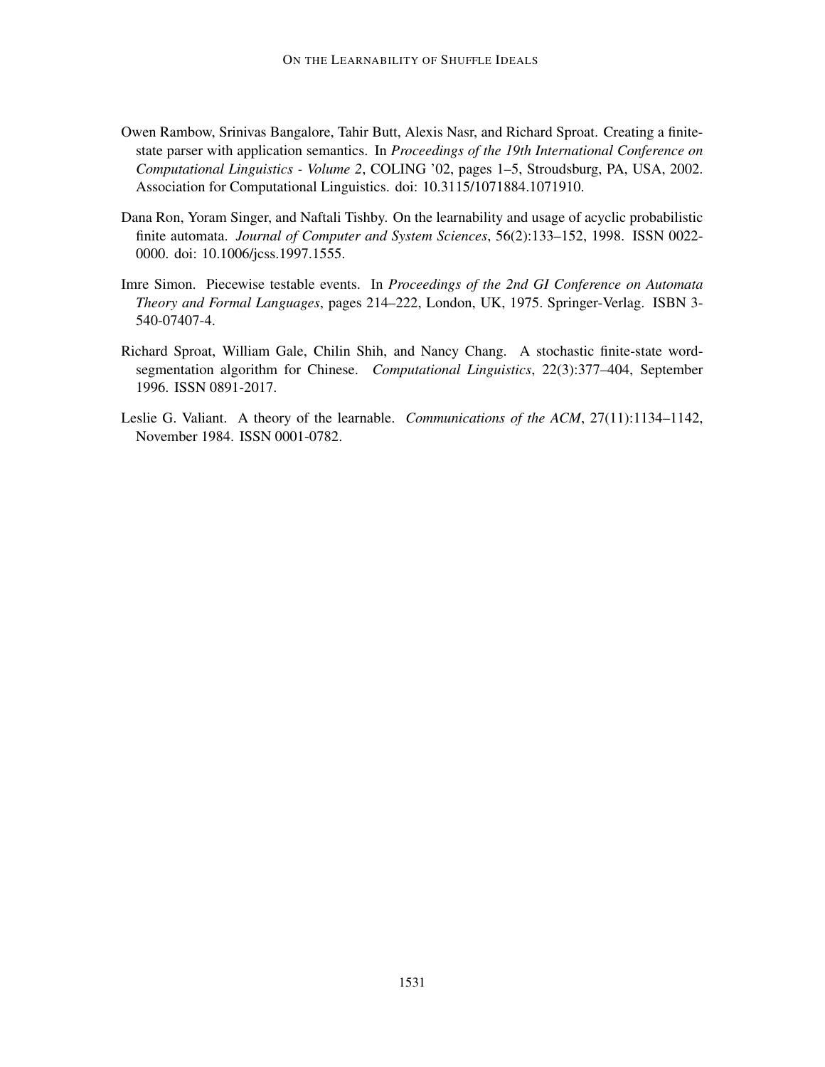Owen Rambow, Srinivas Bangalore, Tahir Butt, Alexis Nasr, and Richard Sproat. Creating a finite-state parser with application semantics. In *Proceedings of the 19th International Conference on Computational Linguistics - Volume 2*, COLING '02, pages 1–5, Stroudsburg, PA, USA, 2002. Association for Computational Linguistics. doi: 10.3115/1071884.1071910.

Dana Ron, Yoram Singer, and Naftali Tishby. On the learnability and usage of acyclic probabilistic finite automata. *Journal of Computer and System Sciences*, 56(2):133–152, 1998. ISSN 0022-0000. doi: 10.1006/jcss.1997.1555.

Imre Simon. Piecewise testable events. In *Proceedings of the 2nd GI Conference on Automata Theory and Formal Languages*, pages 214–222, London, UK, 1975. Springer-Verlag. ISBN 3-540-07407-4.

Richard Sproat, William Gale, Chilin Shih, and Nancy Chang. A stochastic finite-state word-segmentation algorithm for Chinese. *Computational Linguistics*, 22(3):377–404, September 1996. ISSN 0891-2017.

Leslie G. Valiant. A theory of the learnable. *Communications of the ACM*, 27(11):1134–1142, November 1984. ISSN 0001-0782.